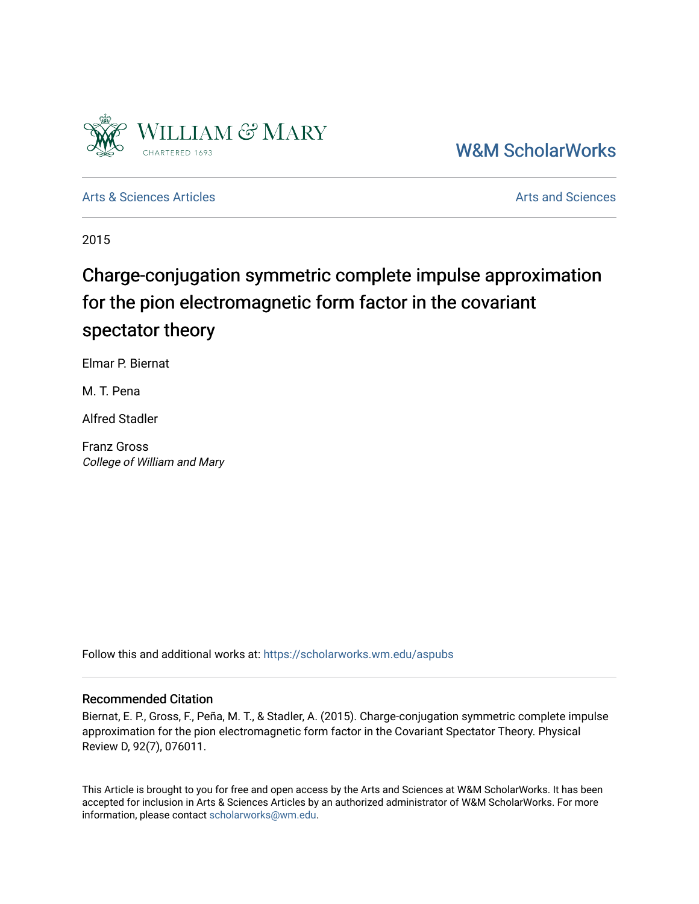W&M ScholarWorks

Arts & Sciences Articles

Arts and Sciences

2015

# Charge-conjugation symmetric complete impulse approximation for the pion electromagnetic form factor in the covariant spectator theory

Elmar P. Biernat

M. T. Pena

Alfred Stadler

Franz Gross
*College of William and Mary*

Follow this and additional works at: https://scholarworks.wm.edu/aspubs

## Recommended Citation

Biernat, E. P., Gross, F., Peña, M. T., & Stadler, A. (2015). Charge-conjugation symmetric complete impulse approximation for the pion electromagnetic form factor in the Covariant Spectator Theory. Physical Review D, 92(7), 076011.

This Article is brought to you for free and open access by the Arts and Sciences at W&M ScholarWorks. It has been accepted for inclusion in Arts & Sciences Articles by an authorized administrator of W&M ScholarWorks. For more information, please contact scholarworks@wm.edu.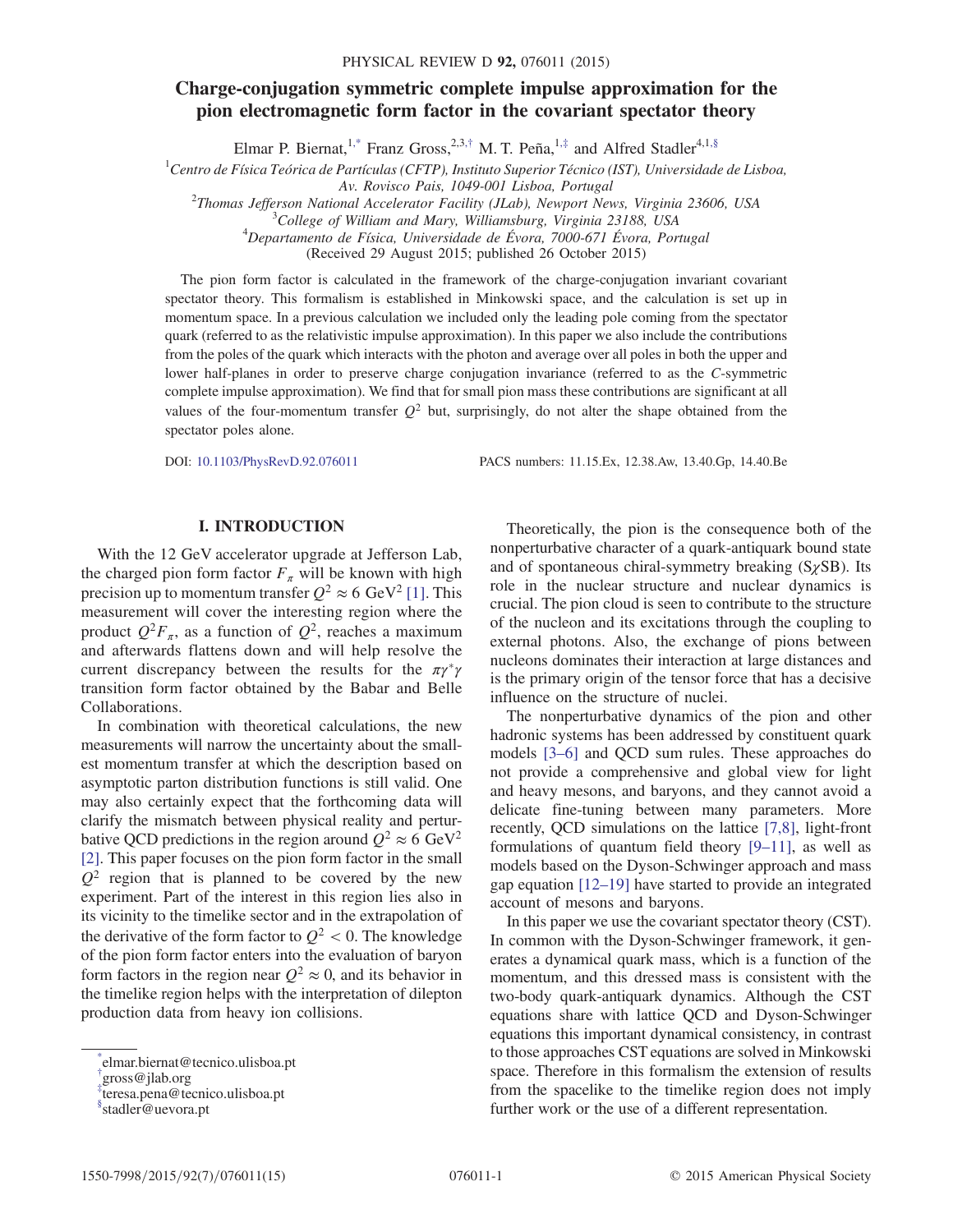# Charge-conjugation symmetric complete impulse approximation for the pion electromagnetic form factor in the covariant spectator theory

Elmar P. Biernat,[1,*] Franz Gross,[2,3,†] M. T. Peña,[1,‡] and Alfred Stadler[4,1,§]

[1]Centro de Física Teórica de Partículas (CFTP), Instituto Superior Técnico (IST), Universidade de Lisboa, Av. Rovisco Pais, 1049-001 Lisboa, Portugal

[2]Thomas Jefferson National Accelerator Facility (JLab), Newport News, Virginia 23606, USA

[3]College of William and Mary, Williamsburg, Virginia 23188, USA

[4]Departamento de Física, Universidade de Évora, 7000-671 Évora, Portugal

(Received 29 August 2015; published 26 October 2015)

The pion form factor is calculated in the framework of the charge-conjugation invariant covariant spectator theory. This formalism is established in Minkowski space, and the calculation is set up in momentum space. In a previous calculation we included only the leading pole coming from the spectator quark (referred to as the relativistic impulse approximation). In this paper we also include the contributions from the poles of the quark which interacts with the photon and average over all poles in both the upper and lower half-planes in order to preserve charge conjugation invariance (referred to as the $C$-symmetric complete impulse approximation). We find that for small pion mass these contributions are significant at all values of the four-momentum transfer $Q^2$ but, surprisingly, do not alter the shape obtained from the spectator poles alone.

DOI: 10.1103/PhysRevD.92.076011 PACS numbers: 11.15.Ex, 12.38.Aw, 13.40.Gp, 14.40.Be

## I. INTRODUCTION

With the 12 GeV accelerator upgrade at Jefferson Lab, the charged pion form factor $F_\pi$ will be known with high precision up to momentum transfer $Q^2 \approx 6$ GeV$^2$ [1]. This measurement will cover the interesting region where the product $Q^2 F_\pi$, as a function of $Q^2$, reaches a maximum and afterwards flattens down and will help resolve the current discrepancy between the results for the $\pi\gamma^*\gamma$ transition form factor obtained by the Babar and Belle Collaborations.

In combination with theoretical calculations, the new measurements will narrow the uncertainty about the smallest momentum transfer at which the description based on asymptotic parton distribution functions is still valid. One may also certainly expect that the forthcoming data will clarify the mismatch between physical reality and perturbative QCD predictions in the region around $Q^2 \approx 6$ GeV$^2$ [2]. This paper focuses on the pion form factor in the small $Q^2$ region that is planned to be covered by the new experiment. Part of the interest in this region lies also in its vicinity to the timelike sector and in the extrapolation of the derivative of the form factor to $Q^2 < 0$. The knowledge of the pion form factor enters into the evaluation of baryon form factors in the region near $Q^2 \approx 0$, and its behavior in the timelike region helps with the interpretation of dilepton production data from heavy ion collisions.

Theoretically, the pion is the consequence both of the nonperturbative character of a quark-antiquark bound state and of spontaneous chiral-symmetry breaking (S$\chi$SB). Its role in the nuclear structure and nuclear dynamics is crucial. The pion cloud is seen to contribute to the structure of the nucleon and its excitations through the coupling to external photons. Also, the exchange of pions between nucleons dominates their interaction at large distances and is the primary origin of the tensor force that has a decisive influence on the structure of nuclei.

The nonperturbative dynamics of the pion and other hadronic systems has been addressed by constituent quark models [3–6] and QCD sum rules. These approaches do not provide a comprehensive and global view for light and heavy mesons, and baryons, and they cannot avoid a delicate fine-tuning between many parameters. More recently, QCD simulations on the lattice [7,8], light-front formulations of quantum field theory [9–11], as well as models based on the Dyson-Schwinger approach and mass gap equation [12–19] have started to provide an integrated account of mesons and baryons.

In this paper we use the covariant spectator theory (CST). In common with the Dyson-Schwinger framework, it generates a dynamical quark mass, which is a function of the momentum, and this dressed mass is consistent with the two-body quark-antiquark dynamics. Although the CST equations share with lattice QCD and Dyson-Schwinger equations this important dynamical consistency, in contrast to those approaches CST equations are solved in Minkowski space. Therefore in this formalism the extension of results from the spacelike to the timelike region does not imply further work or the use of a different representation.

---

*elmar.biernat@tecnico.ulisboa.pt
†gross@jlab.org
‡teresa.pena@tecnico.ulisboa.pt
§stadler@uevora.pt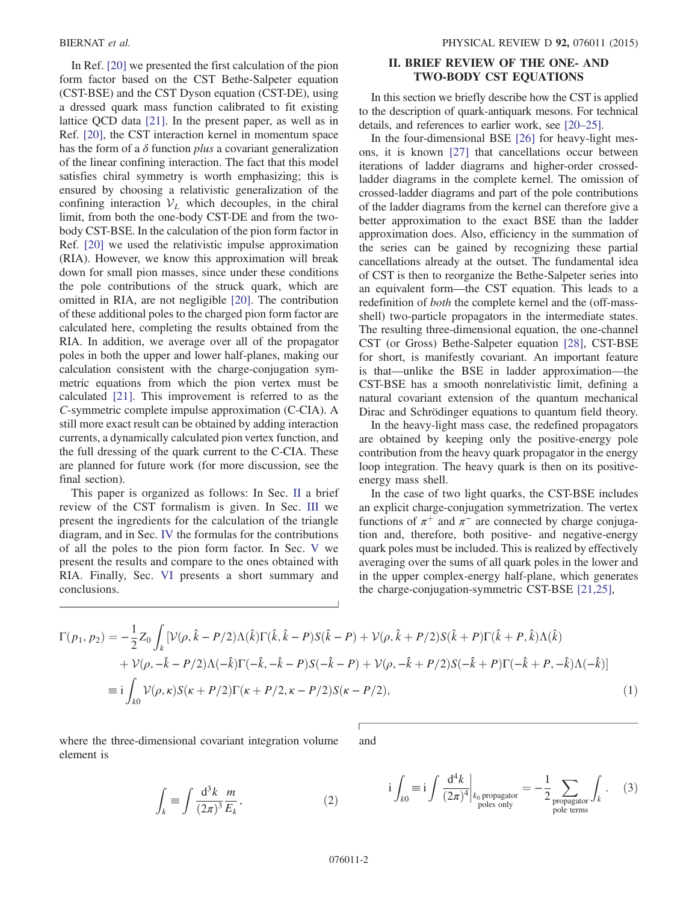In Ref. [20] we presented the first calculation of the pion form factor based on the CST Bethe-Salpeter equation (CST-BSE) and the CST Dyson equation (CST-DE), using a dressed quark mass function calibrated to fit existing lattice QCD data [21]. In the present paper, as well as in Ref. [20], the CST interaction kernel in momentum space has the form of a $\delta$ function *plus* a covariant generalization of the linear confining interaction. The fact that this model satisfies chiral symmetry is worth emphasizing; this is ensured by choosing a relativistic generalization of the confining interaction $\mathcal{V}_L$ which decouples, in the chiral limit, from both the one-body CST-DE and from the two-body CST-BSE. In the calculation of the pion form factor in Ref. [20] we used the relativistic impulse approximation (RIA). However, we know this approximation will break down for small pion masses, since under these conditions the pole contributions of the struck quark, which are omitted in RIA, are not negligible [20]. The contribution of these additional poles to the charged pion form factor are calculated here, completing the results obtained from the RIA. In addition, we average over all of the propagator poles in both the upper and lower half-planes, making our calculation consistent with the charge-conjugation symmetric equations from which the pion vertex must be calculated [21]. This improvement is referred to as the *C*-symmetric complete impulse approximation (C-CIA). A still more exact result can be obtained by adding interaction currents, a dynamically calculated pion vertex function, and the full dressing of the quark current to the C-CIA. These are planned for future work (for more discussion, see the final section).

This paper is organized as follows: In Sec. II a brief review of the CST formalism is given. In Sec. III we present the ingredients for the calculation of the triangle diagram, and in Sec. IV the formulas for the contributions of all the poles to the pion form factor. In Sec. V we present the results and compare to the ones obtained with RIA. Finally, Sec. VI presents a short summary and conclusions.

## II. BRIEF REVIEW OF THE ONE- AND TWO-BODY CST EQUATIONS

In this section we briefly describe how the CST is applied to the description of quark-antiquark mesons. For technical details, and references to earlier work, see [20–25].

In the four-dimensional BSE [26] for heavy-light mesons, it is known [27] that cancellations occur between iterations of ladder diagrams and higher-order crossed-ladder diagrams in the complete kernel. The omission of crossed-ladder diagrams and part of the pole contributions of the ladder diagrams from the kernel can therefore give a better approximation to the exact BSE than the ladder approximation does. Also, efficiency in the summation of the series can be gained by recognizing these partial cancellations already at the outset. The fundamental idea of CST is then to reorganize the Bethe-Salpeter series into an equivalent form—the CST equation. This leads to a redefinition of *both* the complete kernel and the (off-mass-shell) two-particle propagators in the intermediate states. The resulting three-dimensional equation, the one-channel CST (or Gross) Bethe-Salpeter equation [28], CST-BSE for short, is manifestly covariant. An important feature is that—unlike the BSE in ladder approximation—the CST-BSE has a smooth nonrelativistic limit, defining a natural covariant extension of the quantum mechanical Dirac and Schrödinger equations to quantum field theory.

In the heavy-light mass case, the redefined propagators are obtained by keeping only the positive-energy pole contribution from the heavy quark propagator in the energy loop integration. The heavy quark is then on its positive-energy mass shell.

In the case of two light quarks, the CST-BSE includes an explicit charge-conjugation symmetrization. The vertex functions of $\pi^+$ and $\pi^-$ are connected by charge conjugation and, therefore, both positive- and negative-energy quark poles must be included. This is realized by effectively averaging over the sums of all quark poles in the lower and in the upper complex-energy half-plane, which generates the charge-conjugation-symmetric CST-BSE [21,25],

$$
\begin{aligned}
\Gamma(p_1,p_2) = &-\frac{1}{2}Z_0\int_k [\mathcal{V}(\rho,\hat{k}-P/2)\Lambda(\hat{k})\Gamma(\hat{k},\hat{k}-P)S(\hat{k}-P)+\mathcal{V}(\rho,\hat{k}+P/2)S(\hat{k}+P)\Gamma(\hat{k}+P,\hat{k})\Lambda(\hat{k}) \\
&+\mathcal{V}(\rho,-\hat{k}-P/2)\Lambda(-\hat{k})\Gamma(-\hat{k},-\hat{k}-P)S(-\hat{k}-P)+\mathcal{V}(\rho,-\hat{k}+P/2)S(-\hat{k}+P)\Gamma(-\hat{k}+P,-\hat{k})\Lambda(-\hat{k})] \\
&\equiv \mathrm{i}\int_{k0}\mathcal{V}(\rho,\kappa)S(\kappa+P/2)\Gamma(\kappa+P/2,\kappa-P/2)S(\kappa-P/2),
\end{aligned}
\tag{1}
$$

where the three-dimensional covariant integration volume element is

$$
\int_k \equiv \int \frac{\mathrm{d}^3k}{(2\pi)^3}\frac{m}{E_k}, \tag{2}
$$

and

$$
\mathrm{i}\int_{k0} \equiv \mathrm{i}\int \frac{\mathrm{d}^4k}{(2\pi)^4}\bigg|_{k_0\,\text{propagator poles only}} = -\frac{1}{2}\sum_{\substack{\text{propagator}\\ \text{pole terms}}}\int_k . \tag{3}
$$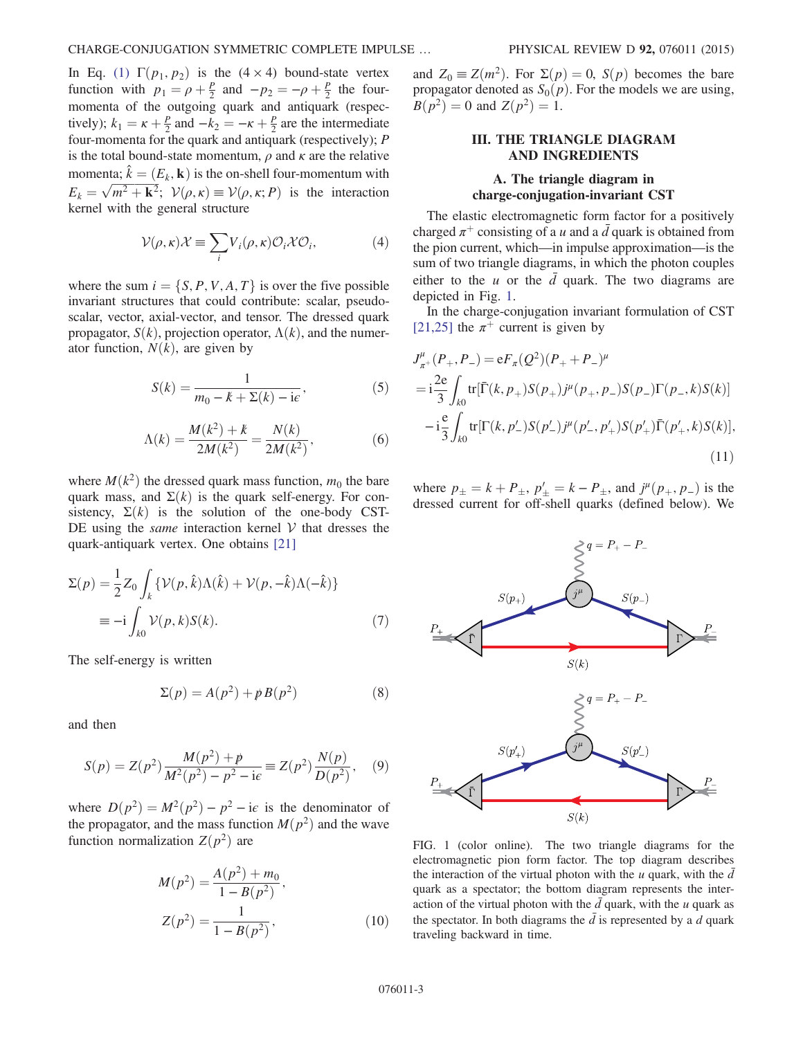In Eq. (1) $\Gamma(p_1, p_2)$ is the $(4\times 4)$ bound-state vertex function with $p_1 = \rho + \frac{P}{2}$ and $-p_2 = -\rho + \frac{P}{2}$ the four-momenta of the outgoing quark and antiquark (respectively); $k_1 = \kappa + \frac{P}{2}$ and $-k_2 = -\kappa + \frac{P}{2}$ are the intermediate four-momenta for the quark and antiquark (respectively); $P$ is the total bound-state momentum, $\rho$ and $\kappa$ are the relative momenta; $\hat{k} = (E_k, \mathbf{k})$ is the on-shell four-momentum with $E_k = \sqrt{m^2 + \mathbf{k}^2}$; $\mathcal{V}(\rho,\kappa) \equiv \mathcal{V}(\rho,\kappa;P)$ is the interaction kernel with the general structure

$$\mathcal{V}(\rho,\kappa)\mathcal{X} \equiv \sum_i V_i(\rho,\kappa)\mathcal{O}_i\mathcal{X}\mathcal{O}_i, \tag{4}$$

where the sum $i = \{S, P, V, A, T\}$ is over the five possible invariant structures that could contribute: scalar, pseudoscalar, vector, axial-vector, and tensor. The dressed quark propagator, $S(k)$, projection operator, $\Lambda(k)$, and the numerator function, $N(k)$, are given by

$$S(k) = \frac{1}{m_0 - \not{k} + \Sigma(k) - \mathrm{i}\epsilon}, \tag{5}$$

$$\Lambda(k) = \frac{M(k^2) + \not{k}}{2M(k^2)} = \frac{N(k)}{2M(k^2)}, \tag{6}$$

where $M(k^2)$ the dressed quark mass function, $m_0$ the bare quark mass, and $\Sigma(k)$ is the quark self-energy. For consistency, $\Sigma(k)$ is the solution of the one-body CST-DE using the *same* interaction kernel $\mathcal{V}$ that dresses the quark-antiquark vertex. One obtains [21]

$$\Sigma(p) = \frac{1}{2}Z_0\int_k\{\mathcal{V}(p,\hat{k})\Lambda(\hat{k}) + \mathcal{V}(p,-\hat{k})\Lambda(-\hat{k})\} \equiv -\mathrm{i}\int_{k0}\mathcal{V}(p,k)S(k). \tag{7}$$

The self-energy is written

$$\Sigma(p) = A(p^2) + \not{p}B(p^2) \tag{8}$$

and then

$$S(p) = Z(p^2)\frac{M(p^2) + \not{p}}{M^2(p^2) - p^2 - \mathrm{i}\epsilon} \equiv Z(p^2)\frac{N(p)}{D(p^2)}, \tag{9}$$

where $D(p^2) = M^2(p^2) - p^2 - \mathrm{i}\epsilon$ is the denominator of the propagator, and the mass function $M(p^2)$ and the wave function normalization $Z(p^2)$ are

$$M(p^2) = \frac{A(p^2) + m_0}{1 - B(p^2)}, \qquad Z(p^2) = \frac{1}{1 - B(p^2)}, \tag{10}$$

and $Z_0 \equiv Z(m^2)$. For $\Sigma(p) = 0$, $S(p)$ becomes the bare propagator denoted as $S_0(p)$. For the models we are using, $B(p^2) = 0$ and $Z(p^2) = 1$.

## III. THE TRIANGLE DIAGRAM AND INGREDIENTS

### A. The triangle diagram in charge-conjugation-invariant CST

The elastic electromagnetic form factor for a positively charged $\pi^+$ consisting of a $u$ and a $\bar{d}$ quark is obtained from the pion current, which—in impulse approximation—is the sum of two triangle diagrams, in which the photon couples either to the $u$ or the $\bar{d}$ quark. The two diagrams are depicted in Fig. 1.

In the charge-conjugation invariant formulation of CST [21,25] the $\pi^+$ current is given by

$$\begin{aligned}
J^\mu_{\pi^+}(P_+,P_-) &= \mathrm{e}F_\pi(Q^2)(P_+ + P_-)^\mu \\
&= \mathrm{i}\frac{2\mathrm{e}}{3}\int_{k0}\mathrm{tr}[\bar{\Gamma}(k,p_+)S(p_+)j^\mu(p_+,p_-)S(p_-)\Gamma(p_-,k)S(k)] \\
&\quad - \mathrm{i}\frac{\mathrm{e}}{3}\int_{k0}\mathrm{tr}[\Gamma(k,p'_-)S(p'_-)j^\mu(p'_-,p'_+)S(p'_+)\bar{\Gamma}(p'_+,k)S(k)],
\end{aligned} \tag{11}$$

where $p_\pm = k + P_\pm$, $p'_\pm = k - P_\pm$, and $j^\mu(p_+,p_-)$ is the dressed current for off-shell quarks (defined below). We

FIG. 1 (color online). The two triangle diagrams for the electromagnetic pion form factor. The top diagram describes the interaction of the virtual photon with the $u$ quark, with the $\bar{d}$ quark as a spectator; the bottom diagram represents the interaction of the virtual photon with the $\bar{d}$ quark, with the $u$ quark as the spectator. In both diagrams the $\bar{d}$ is represented by a $d$ quark traveling backward in time.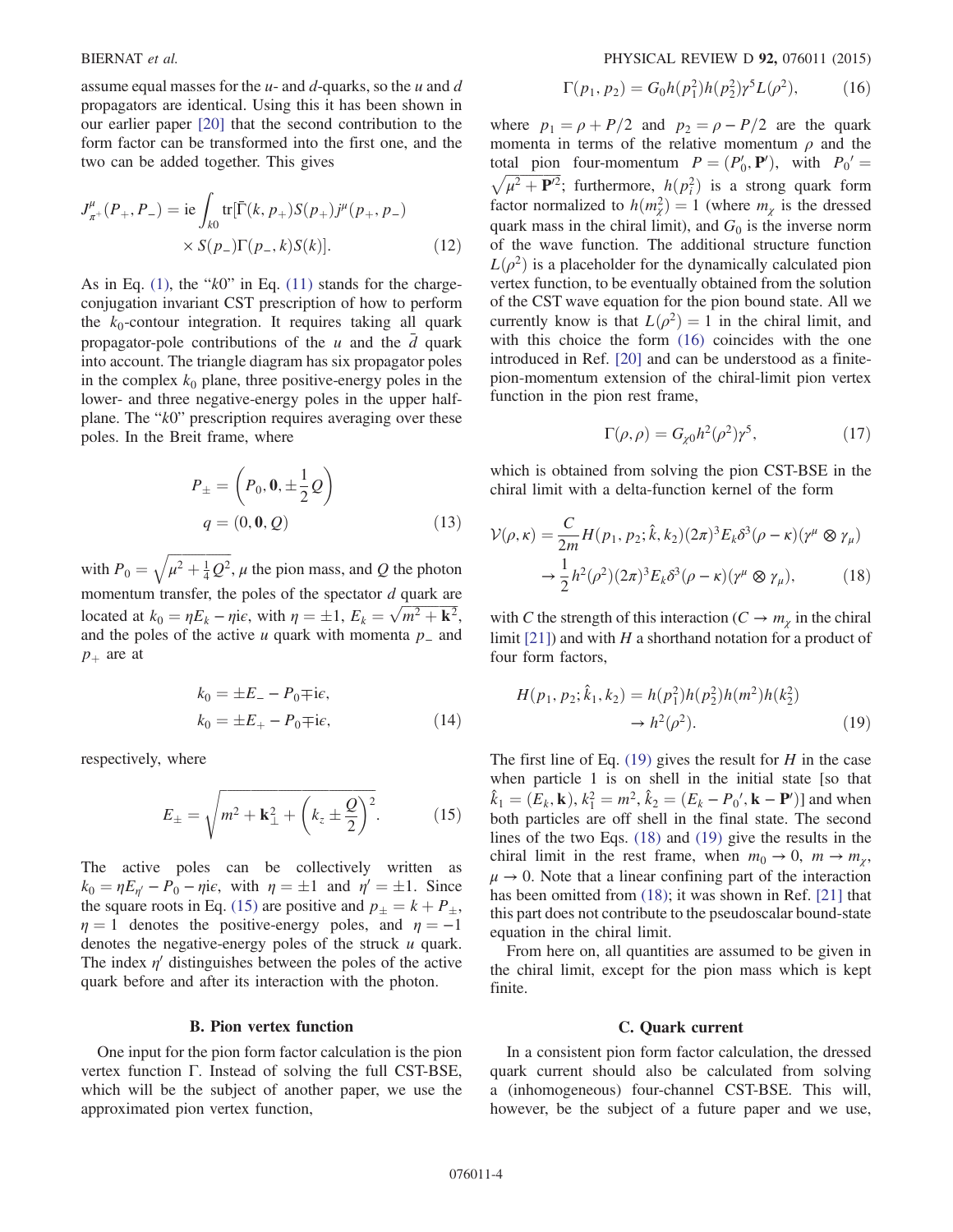assume equal masses for the $u$- and $d$-quarks, so the $u$ and $d$ propagators are identical. Using this it has been shown in our earlier paper [20] that the second contribution to the form factor can be transformed into the first one, and the two can be added together. This gives

$$J^{\mu}_{\pi^+}(P_+, P_-) = \mathrm{i}e \int_{k0} \mathrm{tr}[\bar{\Gamma}(k, p_+)S(p_+)j^{\mu}(p_+, p_-) \times S(p_-)\Gamma(p_-, k)S(k)]. \quad (12)$$

As in Eq. (1), the "$k0$" in Eq. (11) stands for the charge-conjugation invariant CST prescription of how to perform the $k_0$-contour integration. It requires taking all quark propagator-pole contributions of the $u$ and the $\bar{d}$ quark into account. The triangle diagram has six propagator poles in the complex $k_0$ plane, three positive-energy poles in the lower- and three negative-energy poles in the upper half-plane. The "$k0$" prescription requires averaging over these poles. In the Breit frame, where

$$P_{\pm} = \left(P_0, \mathbf{0}, \pm\frac{1}{2}Q\right)$$
$$q = (0, \mathbf{0}, Q) \quad (13)$$

with $P_0 = \sqrt{\mu^2 + \frac{1}{4}Q^2}$, $\mu$ the pion mass, and $Q$ the photon momentum transfer, the poles of the spectator $d$ quark are located at $k_0 = \eta E_k - \eta\mathrm{i}\epsilon$, with $\eta = \pm 1$, $E_k = \sqrt{m^2 + \mathbf{k}^2}$, and the poles of the active $u$ quark with momenta $p_-$ and $p_+$ are at

$$k_0 = \pm E_- - P_0 \mp \mathrm{i}\epsilon,$$
$$k_0 = \pm E_+ - P_0 \mp \mathrm{i}\epsilon, \quad (14)$$

respectively, where

$$E_{\pm} = \sqrt{m^2 + \mathbf{k}_\perp^2 + \left(k_z \pm \frac{Q}{2}\right)^2}. \quad (15)$$

The active poles can be collectively written as $k_0 = \eta E_{\eta'} - P_0 - \eta\mathrm{i}\epsilon$, with $\eta = \pm 1$ and $\eta' = \pm 1$. Since the square roots in Eq. (15) are positive and $p_{\pm} = k + P_{\pm}$, $\eta = 1$ denotes the positive-energy poles, and $\eta = -1$ denotes the negative-energy poles of the struck $u$ quark. The index $\eta'$ distinguishes between the poles of the active quark before and after its interaction with the photon.

### B. Pion vertex function

One input for the pion form factor calculation is the pion vertex function $\Gamma$. Instead of solving the full CST-BSE, which will be the subject of another paper, we use the approximated pion vertex function,

$$\Gamma(p_1, p_2) = G_0 h(p_1^2) h(p_2^2) \gamma^5 L(\rho^2), \quad (16)$$

where $p_1 = \rho + P/2$ and $p_2 = \rho - P/2$ are the quark momenta in terms of the relative momentum $\rho$ and the total pion four-momentum $P = (P_0', \mathbf{P}')$, with $P_0' = \sqrt{\mu^2 + \mathbf{P}'^2}$; furthermore, $h(p_i^2)$ is a strong quark form factor normalized to $h(m_\chi^2) = 1$ (where $m_\chi$ is the dressed quark mass in the chiral limit), and $G_0$ is the inverse norm of the wave function. The additional structure function $L(\rho^2)$ is a placeholder for the dynamically calculated pion vertex function, to be eventually obtained from the solution of the CST wave equation for the pion bound state. All we currently know is that $L(\rho^2) = 1$ in the chiral limit, and with this choice the form (16) coincides with the one introduced in Ref. [20] and can be understood as a finite-pion-momentum extension of the chiral-limit pion vertex function in the pion rest frame,

$$\Gamma(\rho, \rho) = G_{\chi 0} h^2(\rho^2) \gamma^5, \quad (17)$$

which is obtained from solving the pion CST-BSE in the chiral limit with a delta-function kernel of the form

$$\mathcal{V}(\rho, \kappa) = \frac{C}{2m} H(p_1, p_2; \hat{k}, k_2)(2\pi)^3 E_k \delta^3(\rho - \kappa)(\gamma^\mu \otimes \gamma_\mu)$$
$$\to \frac{1}{2} h^2(\rho^2)(2\pi)^3 E_k \delta^3(\rho - \kappa)(\gamma^\mu \otimes \gamma_\mu), \quad (18)$$

with $C$ the strength of this interaction ($C \to m_\chi$ in the chiral limit [21]) and with $H$ a shorthand notation for a product of four form factors,

$$H(p_1, p_2; \hat{k}_1, k_2) = h(p_1^2) h(p_2^2) h(m^2) h(k_2^2)$$
$$\to h^2(\rho^2). \quad (19)$$

The first line of Eq. (19) gives the result for $H$ in the case when particle 1 is on shell in the initial state [so that $\hat{k}_1 = (E_k, \mathbf{k})$, $k_1^2 = m^2$, $\hat{k}_2 = (E_k - P_0', \mathbf{k} - \mathbf{P}')$] and when both particles are off shell in the final state. The second lines of the two Eqs. (18) and (19) give the results in the chiral limit in the rest frame, when $m_0 \to 0$, $m \to m_\chi$, $\mu \to 0$. Note that a linear confining part of the interaction has been omitted from (18); it was shown in Ref. [21] that this part does not contribute to the pseudoscalar bound-state equation in the chiral limit.

From here on, all quantities are assumed to be given in the chiral limit, except for the pion mass which is kept finite.

### C. Quark current

In a consistent pion form factor calculation, the dressed quark current should also be calculated from solving a (inhomogeneous) four-channel CST-BSE. This will, however, be the subject of a future paper and we use,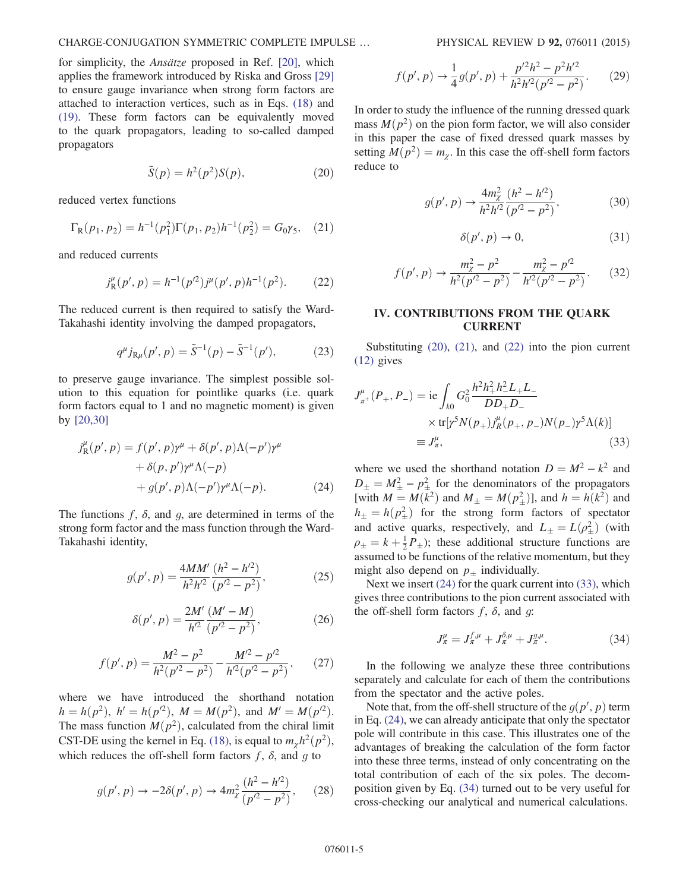for simplicity, the *Ansätze* proposed in Ref. [20], which applies the framework introduced by Riska and Gross [29] to ensure gauge invariance when strong form factors are attached to interaction vertices, such as in Eqs. (18) and (19). These form factors can be equivalently moved to the quark propagators, leading to so-called damped propagators

$$\tilde{S}(p) = h^2(p^2)S(p), \tag{20}$$

reduced vertex functions

$$\Gamma_R(p_1,p_2) = h^{-1}(p_1^2)\Gamma(p_1,p_2)h^{-1}(p_2^2) = G_0\gamma_5, \tag{21}$$

and reduced currents

$$j_R^\mu(p',p) = h^{-1}(p'^2)j^\mu(p',p)h^{-1}(p^2). \tag{22}$$

The reduced current is then required to satisfy the Ward-Takahashi identity involving the damped propagators,

$$q^\mu j_{R\mu}(p',p) = \tilde{S}^{-1}(p) - \tilde{S}^{-1}(p'), \tag{23}$$

to preserve gauge invariance. The simplest possible solution to this equation for pointlike quarks (i.e. quark form factors equal to 1 and no magnetic moment) is given by [20,30]

$$\begin{aligned} j_R^\mu(p',p) = {} & f(p',p)\gamma^\mu + \delta(p',p)\Lambda(-p')\gamma^\mu \\ & + \delta(p,p')\gamma^\mu\Lambda(-p) \\ & + g(p',p)\Lambda(-p')\gamma^\mu\Lambda(-p). \end{aligned} \tag{24}$$

The functions $f$, $\delta$, and $g$, are determined in terms of the strong form factor and the mass function through the Ward-Takahashi identity,

$$g(p',p) = \frac{4MM'}{h^2h'^2}\frac{(h^2-h'^2)}{(p'^2-p^2)}, \tag{25}$$

$$\delta(p',p) = \frac{2M'}{h'^2}\frac{(M'-M)}{(p'^2-p^2)}, \tag{26}$$

$$f(p',p) = \frac{M^2-p^2}{h^2(p'^2-p^2)} - \frac{M'^2-p'^2}{h'^2(p'^2-p^2)}, \tag{27}$$

where we have introduced the shorthand notation $h = h(p^2)$, $h' = h(p'^2)$, $M = M(p^2)$, and $M' = M(p'^2)$. The mass function $M(p^2)$, calculated from the chiral limit CST-DE using the kernel in Eq. (18), is equal to $m_\chi h^2(p^2)$, which reduces the off-shell form factors $f$, $\delta$, and $g$ to

$$g(p',p) \to -2\delta(p',p) \to 4m_\chi^2\frac{(h^2-h'^2)}{(p'^2-p^2)}, \tag{28}$$

$$f(p',p) \to \frac{1}{4}g(p',p) + \frac{p'^2h^2 - p^2h'^2}{h^2h'^2(p'^2-p^2)}. \tag{29}$$

In order to study the influence of the running dressed quark mass $M(p^2)$ on the pion form factor, we will also consider in this paper the case of fixed dressed quark masses by setting $M(p^2) = m_\chi$. In this case the off-shell form factors reduce to

$$g(p',p) \to \frac{4m_\chi^2}{h^2h'^2}\frac{(h^2-h'^2)}{(p'^2-p^2)}, \tag{30}$$

$$\delta(p',p) \to 0, \tag{31}$$

$$f(p',p) \to \frac{m_\chi^2-p^2}{h^2(p'^2-p^2)} - \frac{m_\chi^2-p'^2}{h'^2(p'^2-p^2)}. \tag{32}$$

## IV. CONTRIBUTIONS FROM THE QUARK CURRENT

Substituting (20), (21), and (22) into the pion current (12) gives

$$\begin{aligned} J^\mu_{\pi^+}(P_+,P_-) = {} & \mathrm{ie}\int_{k0} G_0^2\frac{h^2h_+^2h_-^2L_+L_-}{DD_+D_-} \\ & \times \mathrm{tr}[\gamma^5N(p_+)j_R^\mu(p_+,p_-)N(p_-)\gamma^5\Lambda(k)] \\ \equiv {} & J^\mu_\pi, \end{aligned} \tag{33}$$

where we used the shorthand notation $D = M^2 - k^2$ and $D_\pm = M_\pm^2 - p_\pm^2$ for the denominators of the propagators [with $M = M(k^2)$ and $M_\pm = M(p_\pm^2)$], and $h = h(k^2)$ and $h_\pm = h(p_\pm^2)$ for the strong form factors of spectator and active quarks, respectively, and $L_\pm = L(\rho_\pm^2)$ (with $\rho_\pm = k + \frac{1}{2}P_\pm$); these additional structure functions are assumed to be functions of the relative momentum, but they might also depend on $p_\pm$ individually.

Next we insert (24) for the quark current into (33), which gives three contributions to the pion current associated with the off-shell form factors $f$, $\delta$, and $g$:

$$J^\mu_\pi = J^{f,\mu}_\pi + J^{\delta,\mu}_\pi + J^{g,\mu}_\pi. \tag{34}$$

In the following we analyze these three contributions separately and calculate for each of them the contributions from the spectator and the active poles.

Note that, from the off-shell structure of the $g(p',p)$ term in Eq. (24), we can already anticipate that only the spectator pole will contribute in this case. This illustrates one of the advantages of breaking the calculation of the form factor into these three terms, instead of only concentrating on the total contribution of each of the six poles. The decomposition given by Eq. (34) turned out to be very useful for cross-checking our analytical and numerical calculations.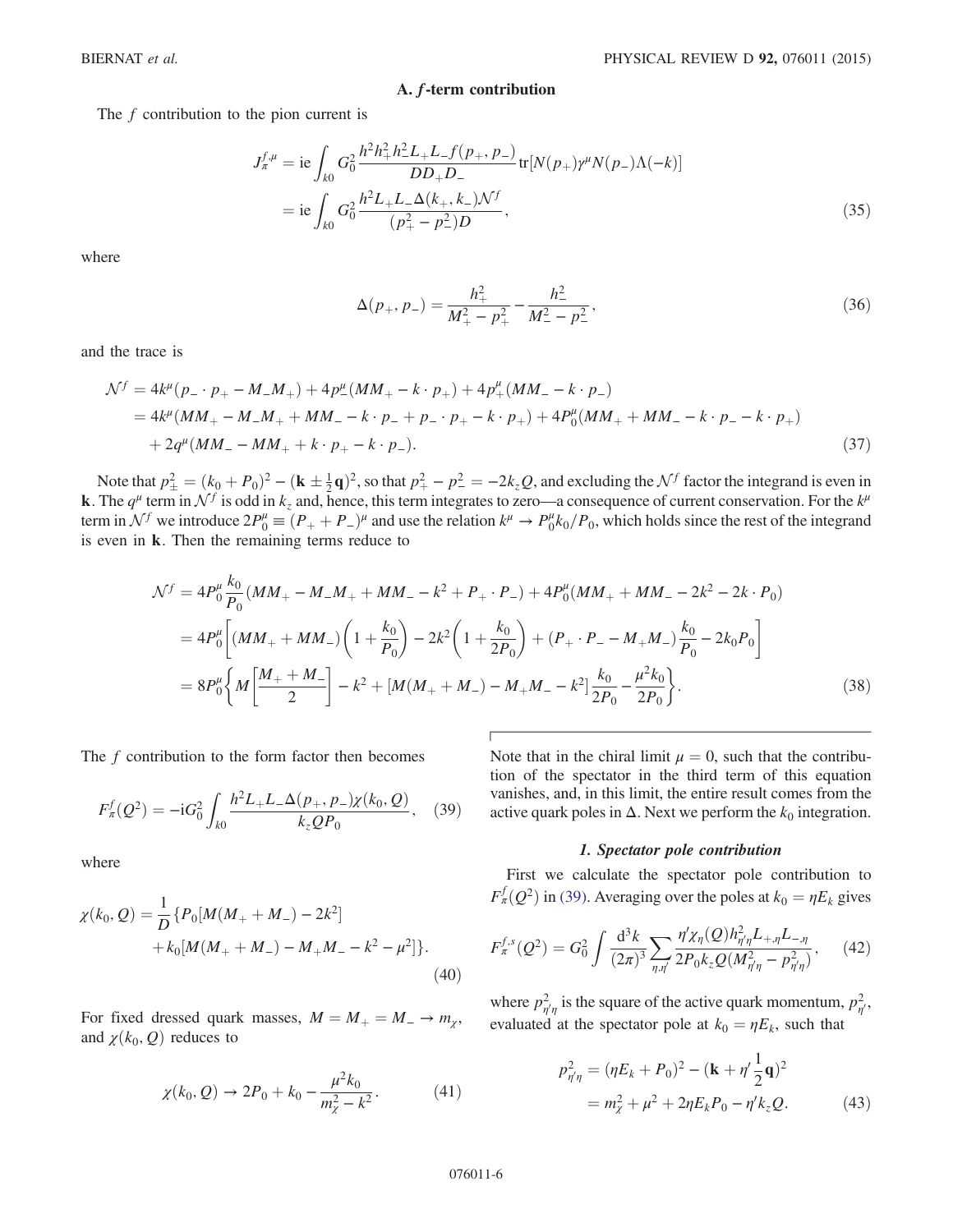### A. $f$-term contribution

The $f$ contribution to the pion current is

$$
\begin{aligned}
J_\pi^{f,\mu} &= \mathrm{ie}\int_{k0} G_0^2 \frac{h^2 h_+^2 h_-^2 L_+ L_- f(p_+,p_-)}{D D_+ D_-}\mathrm{tr}[N(p_+)\gamma^\mu N(p_-)\Lambda(-k)] \\
&= \mathrm{ie}\int_{k0} G_0^2 \frac{h^2 L_+ L_- \Delta(k_+,k_-)\mathcal{N}^f}{(p_+^2-p_-^2)D},
\end{aligned}
\tag{35}
$$

where

$$
\Delta(p_+,p_-) = \frac{h_+^2}{M_+^2-p_+^2} - \frac{h_-^2}{M_-^2-p_-^2},
\tag{36}
$$

and the trace is

$$
\begin{aligned}
\mathcal{N}^f &= 4k^\mu(p_-\cdot p_+ - M_- M_+) + 4p_-^\mu(MM_+ - k\cdot p_+) + 4p_+^\mu(MM_- - k\cdot p_-) \\
&= 4k^\mu(MM_+ - M_-M_+ + MM_- - k\cdot p_- + p_-\cdot p_+ - k\cdot p_+) + 4P_0^\mu(MM_+ + MM_- - k\cdot p_- - k\cdot p_+) \\
&\quad + 2q^\mu(MM_- - MM_+ + k\cdot p_+ - k\cdot p_-).
\end{aligned}
\tag{37}
$$

Note that $p_\pm^2 = (k_0+P_0)^2 - (\mathbf{k}\pm\frac{1}{2}\mathbf{q})^2$, so that $p_+^2 - p_-^2 = -2k_z Q$, and excluding the $\mathcal{N}^f$ factor the integrand is even in $\mathbf{k}$. The $q^\mu$ term in $\mathcal{N}^f$ is odd in $k_z$ and, hence, this term integrates to zero—a consequence of current conservation. For the $k^\mu$ term in $\mathcal{N}^f$ we introduce $2P_0^\mu \equiv (P_+ + P_-)^\mu$ and use the relation $k^\mu \to P_0^\mu k_0/P_0$, which holds since the rest of the integrand is even in $\mathbf{k}$. Then the remaining terms reduce to

$$
\begin{aligned}
\mathcal{N}^f &= 4P_0^\mu \frac{k_0}{P_0}(MM_+ - M_-M_+ + MM_- - k^2 + P_+\cdot P_-) + 4P_0^\mu(MM_+ + MM_- - 2k^2 - 2k\cdot P_0) \\
&= 4P_0^\mu\left[(MM_+ + MM_-)\left(1+\frac{k_0}{P_0}\right) - 2k^2\left(1+\frac{k_0}{2P_0}\right) + (P_+\cdot P_- - M_+M_-)\frac{k_0}{P_0} - 2k_0P_0\right] \\
&= 8P_0^\mu\left\{M\left[\frac{M_+ + M_-}{2}\right] - k^2 + [M(M_+ + M_-) - M_+M_- - k^2]\frac{k_0}{2P_0} - \frac{\mu^2 k_0}{2P_0}\right\}.
\end{aligned}
\tag{38}
$$

The $f$ contribution to the form factor then becomes

$$
F_\pi^f(Q^2) = -\mathrm{i}G_0^2\int_{k0}\frac{h^2 L_+ L_- \Delta(p_+,p_-)\chi(k_0,Q)}{k_z Q P_0},
\tag{39}
$$

where

$$
\begin{aligned}
\chi(k_0,Q) = \frac{1}{D}\{&P_0[M(M_+ + M_-) - 2k^2] \\
&+ k_0[M(M_+ + M_-) - M_+M_- - k^2 - \mu^2]\}.
\end{aligned}
\tag{40}
$$

For fixed dressed quark masses, $M = M_+ = M_- \to m_\chi$, and $\chi(k_0,Q)$ reduces to

$$
\chi(k_0,Q) \to 2P_0 + k_0 - \frac{\mu^2 k_0}{m_\chi^2 - k^2}.
\tag{41}
$$

Note that in the chiral limit $\mu = 0$, such that the contribution of the spectator in the third term of this equation vanishes, and, in this limit, the entire result comes from the active quark poles in $\Delta$. Next we perform the $k_0$ integration.

#### 1. Spectator pole contribution

First we calculate the spectator pole contribution to $F_\pi^f(Q^2)$ in (39). Averaging over the poles at $k_0 = \eta E_k$ gives

$$
F_\pi^{f,s}(Q^2) = G_0^2\int\frac{\mathrm{d}^3k}{(2\pi)^3}\sum_{\eta,\eta'}\frac{\eta'\chi_\eta(Q)h_{\eta'\eta}^2 L_{+,\eta}L_{-,\eta}}{2P_0k_zQ(M_{\eta'\eta}^2 - p_{\eta'\eta}^2)},
\tag{42}
$$

where $p_{\eta'\eta}^2$ is the square of the active quark momentum, $p_{\eta'}^2$, evaluated at the spectator pole at $k_0 = \eta E_k$, such that

$$
\begin{aligned}
p_{\eta'\eta}^2 &= (\eta E_k + P_0)^2 - (\mathbf{k} + \eta'\frac{1}{2}\mathbf{q})^2 \\
&= m_\chi^2 + \mu^2 + 2\eta E_k P_0 - \eta' k_z Q.
\end{aligned}
\tag{43}
$$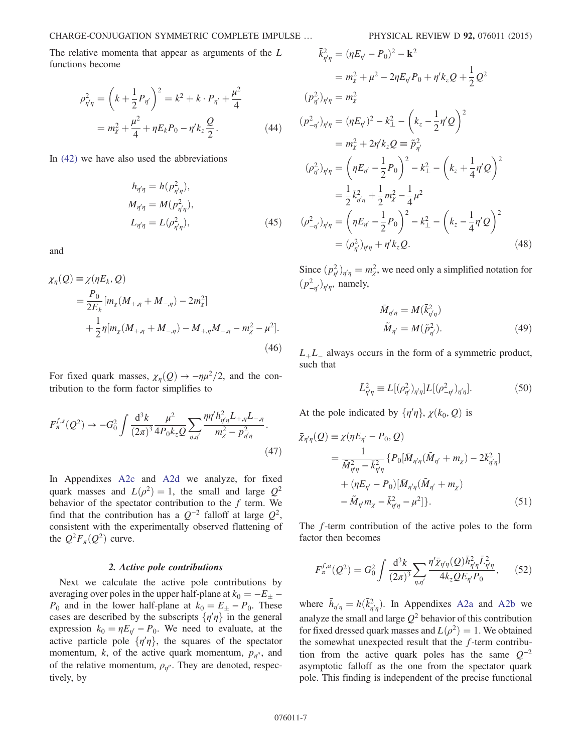The relative momenta that appear as arguments of the $L$ functions become

$$\rho_{\eta'\eta}^2 = \left(k + \frac{1}{2}P_{\eta'}\right)^2 = k^2 + k \cdot P_{\eta'} + \frac{\mu^2}{4}$$
$$= m_\chi^2 + \frac{\mu^2}{4} + \eta E_k P_0 - \eta' k_z \frac{Q}{2}. \tag{44}$$

In (42) we have also used the abbreviations

$$h_{\eta'\eta} = h(p_{\eta'\eta}^2),$$
$$M_{\eta'\eta} = M(p_{\eta'\eta}^2),$$
$$L_{\eta'\eta} = L(\rho_{\eta'\eta}^2), \tag{45}$$

and

$$\chi_\eta(Q) \equiv \chi(\eta E_k, Q)$$
$$= \frac{P_0}{2E_k}[m_\chi(M_{+,\eta} + M_{-,\eta}) - 2m_\chi^2]$$
$$+ \frac{1}{2}\eta[m_\chi(M_{+,\eta} + M_{-,\eta}) - M_{+,\eta}M_{-,\eta} - m_\chi^2 - \mu^2]. \tag{46}$$

For fixed quark masses, $\chi_\eta(Q) \to -\eta\mu^2/2$, and the contribution to the form factor simplifies to

$$F_\pi^{f,s}(Q^2) \to -G_0^2 \int \frac{\mathrm{d}^3k}{(2\pi)^3} \frac{\mu^2}{4P_0 k_z Q} \sum_{\eta,\eta'} \frac{\eta\eta' h_{\eta'\eta}^2 L_{+,\eta} L_{-,\eta}}{m_\chi^2 - p_{\eta'\eta}^2}. \tag{47}$$

In Appendixes A2c and A2d we analyze, for fixed quark masses and $L(\rho^2) = 1$, the small and large $Q^2$ behavior of the spectator contribution to the $f$ term. We find that the contribution has a $Q^{-2}$ falloff at large $Q^2$, consistent with the experimentally observed flattening of the $Q^2 F_\pi(Q^2)$ curve.

#### 2. Active pole contributions

Next we calculate the active pole contributions by averaging over poles in the upper half-plane at $k_0 = -E_\pm - P_0$ and in the lower half-plane at $k_0 = E_\pm - P_0$. These cases are described by the subscripts $\{\eta'\eta\}$ in the general expression $k_0 = \eta E_{\eta'} - P_0$. We need to evaluate, at the active particle pole $\{\eta'\eta\}$, the squares of the spectator momentum, $k$, of the active quark momentum, $p_{\eta''}$, and of the relative momentum, $\rho_{\eta''}$. They are denoted, respectively, by

$$\bar{k}_{\eta'\eta}^2 = (\eta E_{\eta'} - P_0)^2 - \mathbf{k}^2$$
$$= m_\chi^2 + \mu^2 - 2\eta E_{\eta'} P_0 + \eta' k_z Q + \frac{1}{2}Q^2$$
$$(p_{\eta'}^2)_{\eta'\eta} = m_\chi^2$$
$$(p_{-\eta'}^2)_{\eta'\eta} = (\eta E_{\eta'})^2 - k_\perp^2 - \left(k_z - \frac{1}{2}\eta' Q\right)^2$$
$$= m_\chi^2 + 2\eta' k_z Q \equiv \tilde{p}_{\eta'}^2$$
$$(\rho_{\eta'}^2)_{\eta'\eta} = \left(\eta E_{\eta'} - \frac{1}{2}P_0\right)^2 - k_\perp^2 - \left(k_z + \frac{1}{4}\eta' Q\right)^2$$
$$= \frac{1}{2}\bar{k}_{\eta'\eta}^2 + \frac{1}{2}m_\chi^2 - \frac{1}{4}\mu^2$$
$$(\rho_{-\eta'}^2)_{\eta'\eta} = \left(\eta E_{\eta'} - \frac{1}{2}P_0\right)^2 - k_\perp^2 - \left(k_z - \frac{1}{4}\eta' Q\right)^2$$
$$= (\rho_{\eta'}^2)_{\eta'\eta} + \eta' k_z Q. \tag{48}$$

Since $(p_{\eta'}^2)_{\eta'\eta} = m_\chi^2$, we need only a simplified notation for $(p_{-\eta'}^2)_{\eta'\eta}$, namely,

$$\bar{M}_{\eta'\eta} = M(\bar{k}_{\eta'\eta}^2)$$
$$\tilde{M}_{\eta'} = M(\tilde{p}_{\eta'}^2). \tag{49}$$

$L_+L_-$ always occurs in the form of a symmetric product, such that

$$\bar{L}_{\eta'\eta}^2 \equiv L[(\rho_{\eta'}^2)_{\eta'\eta}]L[(\rho_{-\eta'}^2)_{\eta'\eta}]. \tag{50}$$

At the pole indicated by $\{\eta'\eta\}$, $\chi(k_0, Q)$ is

$$\bar{\chi}_{\eta'\eta}(Q) \equiv \chi(\eta E_{\eta'} - P_0, Q)$$
$$= \frac{1}{\bar{M}_{\eta'\eta}^2 - \bar{k}_{\eta'\eta}^2}\{P_0[\bar{M}_{\eta'\eta}(\tilde{M}_{\eta'} + m_\chi) - 2\bar{k}_{\eta'\eta}^2]$$
$$+ (\eta E_{\eta'} - P_0)[\bar{M}_{\eta'\eta}(\tilde{M}_{\eta'} + m_\chi)$$
$$- \tilde{M}_{\eta'} m_\chi - \bar{k}_{\eta'\eta}^2 - \mu^2]\}. \tag{51}$$

The $f$-term contribution of the active poles to the form factor then becomes

$$F_\pi^{f,a}(Q^2) = G_0^2 \int \frac{\mathrm{d}^3k}{(2\pi)^3} \sum_{\eta,\eta'} \frac{\eta' \bar{\chi}_{\eta'\eta}(Q) \bar{h}_{\eta'\eta}^2 \bar{L}_{\eta'\eta}^2}{4k_z Q E_{\eta'} P_0}, \tag{52}$$

where $\bar{h}_{\eta'\eta} = h(\bar{k}_{\eta'\eta}^2)$. In Appendixes A2a and A2b we analyze the small and large $Q^2$ behavior of this contribution for fixed dressed quark masses and $L(\rho^2) = 1$. We obtained the somewhat unexpected result that the $f$-term contribution from the active quark poles has the same $Q^{-2}$ asymptotic falloff as the one from the spectator quark pole. This finding is independent of the precise functional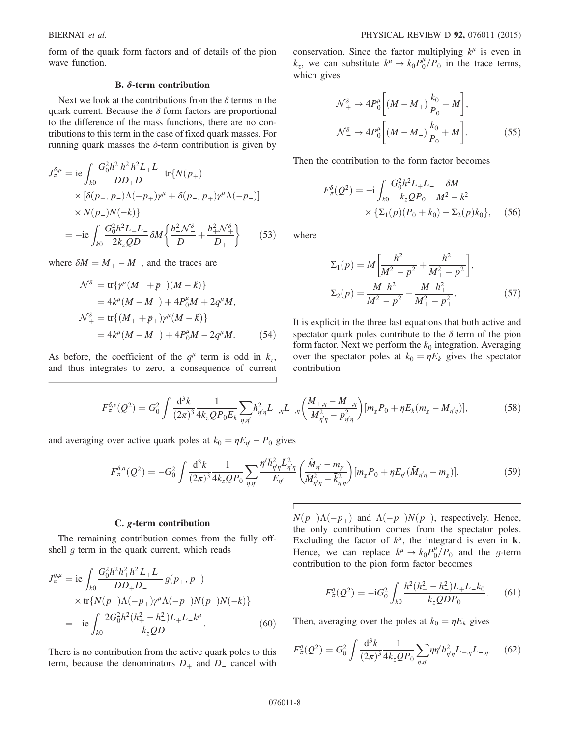form of the quark form factors and of details of the pion wave function.

### B. $\delta$-term contribution

Next we look at the contributions from the $\delta$ terms in the quark current. Because the $\delta$ form factors are proportional to the difference of the mass functions, there are no contributions to this term in the case of fixed quark masses. For running quark masses the $\delta$-term contribution is given by

$$
\begin{aligned}
J_\pi^{\delta,\mu} &= \mathrm{ie}\int_{k0} \frac{G_0^2 h_+^2 h_-^2 h^2 L_+ L_-}{D D_+ D_-}\mathrm{tr}\{N(p_+) \\
&\quad\times [\delta(p_+,p_-)\Lambda(-p_+)\gamma^\mu + \delta(p_-,p_+)\gamma^\mu\Lambda(-p_-)] \\
&\quad\times N(p_-)N(-k)\} \\
&= -\mathrm{ie}\int_{k0} \frac{G_0^2 h^2 L_+ L_-}{2k_z Q D}\delta M\left\{\frac{h_-^2\mathcal{N}_-^\delta}{D_-} + \frac{h_+^2\mathcal{N}_+^\delta}{D_+}\right\} \qquad (53)
\end{aligned}
$$

where $\delta M = M_+ - M_-$, and the traces are

$$
\begin{aligned}
\mathcal{N}_-^\delta &= \mathrm{tr}\{\gamma^\mu(M_- + \not{p}_-)(M - \not{k})\} \\
&= 4k^\mu(M - M_-) + 4P_0^\mu M + 2q^\mu M, \\
\mathcal{N}_+^\delta &= \mathrm{tr}\{(M_+ + \not{p}_+)\gamma^\mu(M - \not{k})\} \\
&= 4k^\mu(M - M_+) + 4P_0^\mu M - 2q^\mu M. \qquad (54)
\end{aligned}
$$

As before, the coefficient of the $q^\mu$ term is odd in $k_z$, and thus integrates to zero, a consequence of current conservation. Since the factor multiplying $k^\mu$ is even in $k_z$, we can substitute $k^\mu \to k_0 P_0^\mu/P_0$ in the trace terms, which gives

$$
\begin{aligned}
\mathcal{N}_+^\delta &\to 4P_0^\mu\left[(M - M_+)\frac{k_0}{P_0} + M\right], \\
\mathcal{N}_-^\delta &\to 4P_0^\mu\left[(M - M_-)\frac{k_0}{P_0} + M\right]. \qquad (55)
\end{aligned}
$$

Then the contribution to the form factor becomes

$$
\begin{aligned}
F_\pi^\delta(Q^2) &= -\mathrm{i}\int_{k0} \frac{G_0^2 h^2 L_+ L_-}{k_z Q P_0}\frac{\delta M}{M^2 - k^2} \\
&\quad\times\{\Sigma_1(p)(P_0 + k_0) - \Sigma_2(p)k_0\}, \qquad (56)
\end{aligned}
$$

where

$$
\begin{aligned}
\Sigma_1(p) &= M\left[\frac{h_-^2}{M_-^2 - p_-^2} + \frac{h_+^2}{M_+^2 - p_+^2}\right], \\
\Sigma_2(p) &= \frac{M_- h_-^2}{M_-^2 - p_-^2} + \frac{M_+ h_+^2}{M_+^2 - p_+^2}. \qquad (57)
\end{aligned}
$$

It is explicit in the three last equations that both active and spectator quark poles contribute to the $\delta$ term of the pion form factor. Next we perform the $k_0$ integration. Averaging over the spectator poles at $k_0 = \eta E_k$ gives the spectator contribution

$$
F_\pi^{\delta,s}(Q^2) = G_0^2\int\frac{\mathrm{d}^3k}{(2\pi)^3}\frac{1}{4k_z Q P_0 E_k}\sum_{\eta,\eta'} h_{\eta'\eta}^2 L_{+,\eta}L_{-,\eta}\left(\frac{M_{+,\eta} - M_{-,\eta}}{M_{\eta'\eta}^2 - p_{\eta'\eta}^2}\right)[m_\chi P_0 + \eta E_k(m_\chi - M_{\eta'\eta})], \qquad (58)
$$

and averaging over active quark poles at $k_0 = \eta E_{\eta'} - P_0$ gives

$$
F_\pi^{\delta,a}(Q^2) = -G_0^2\int\frac{\mathrm{d}^3k}{(2\pi)^3}\frac{1}{4k_z Q P_0}\sum_{\eta,\eta'}\frac{\eta'\bar{h}_{\eta'\eta}^2\bar{L}_{\eta'\eta}^2}{E_{\eta'}}\left(\frac{\tilde{M}_{\eta'} - m_\chi}{\bar{M}_{\eta'\eta}^2 - \bar{k}_{\eta'\eta}^2}\right)[m_\chi P_0 + \eta E_{\eta'}(\bar{M}_{\eta'\eta} - m_\chi)]. \qquad (59)
$$

### C. $g$-term contribution

The remaining contribution comes from the fully off-shell $g$ term in the quark current, which reads

$$
\begin{aligned}
J_\pi^{g,\mu} &= \mathrm{ie}\int_{k0}\frac{G_0^2 h^2 h_+^2 h_-^2 L_+ L_-}{D D_+ D_-} g(p_+,p_-) \\
&\quad\times\mathrm{tr}\{N(p_+)\Lambda(-p_+)\gamma^\mu\Lambda(-p_-)N(p_-)N(-k)\} \\
&= -\mathrm{ie}\int_{k0}\frac{2G_0^2 h^2(h_+^2 - h_-^2)L_+ L_- k^\mu}{k_z Q D}. \qquad (60)
\end{aligned}
$$

There is no contribution from the active quark poles to this term, because the denominators $D_+$ and $D_-$ cancel with $N(p_+)\Lambda(-p_+)$ and $\Lambda(-p_-)N(p_-)$, respectively. Hence, the only contribution comes from the spectator poles. Excluding the factor of $k^\mu$, the integrand is even in $\mathbf{k}$. Hence, we can replace $k^\mu \to k_0 P_0^\mu/P_0$ and the $g$-term contribution to the pion form factor becomes

$$
F_\pi^g(Q^2) = -\mathrm{i}G_0^2\int_{k0}\frac{h^2(h_+^2 - h_-^2)L_+ L_- k_0}{k_z Q D P_0}. \qquad (61)
$$

Then, averaging over the poles at $k_0 = \eta E_k$ gives

$$
F_\pi^g(Q^2) = G_0^2\int\frac{\mathrm{d}^3k}{(2\pi)^3}\frac{1}{4k_z Q P_0}\sum_{\eta,\eta'}\eta\eta' h_{\eta'\eta}^2 L_{+,\eta}L_{-,\eta}. \qquad (62)
$$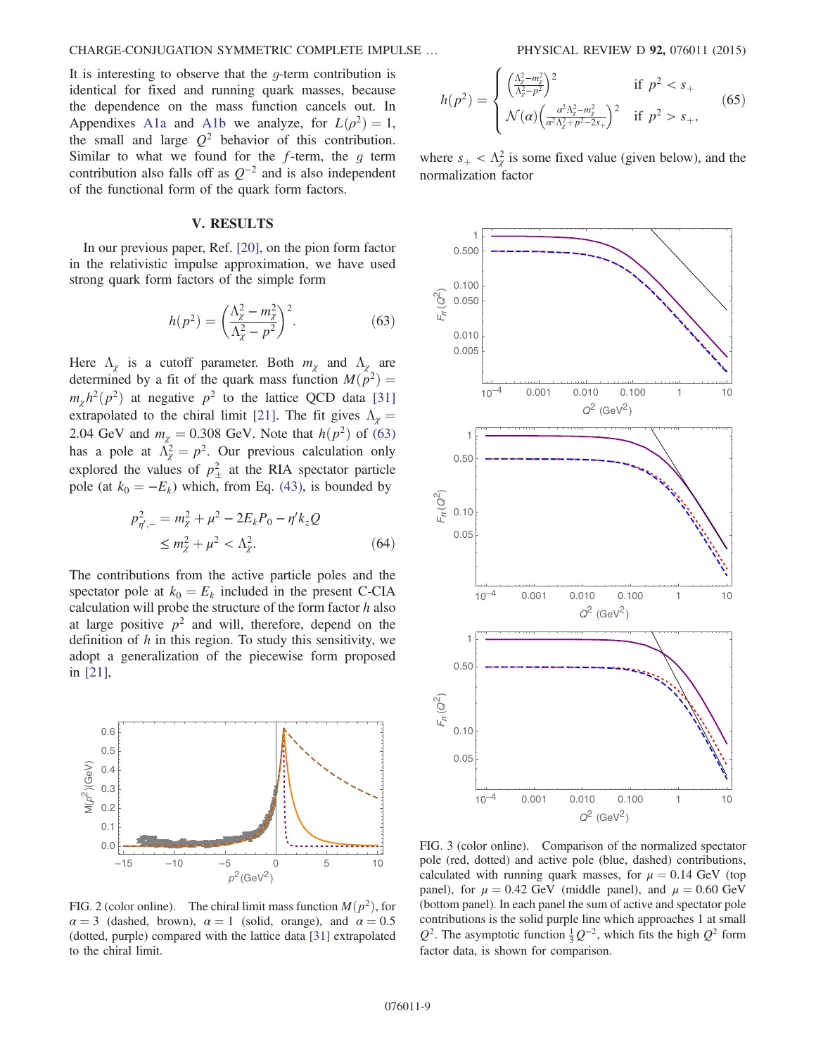It is interesting to observe that the $g$-term contribution is identical for fixed and running quark masses, because the dependence on the mass function cancels out. In Appendixes A1a and A1b we analyze, for $L(\rho^2) = 1$, the small and large $Q^2$ behavior of this contribution. Similar to what we found for the $f$-term, the $g$ term contribution also falls off as $Q^{-2}$ and is also independent of the functional form of the quark form factors.

## V. RESULTS

In our previous paper, Ref. [20], on the pion form factor in the relativistic impulse approximation, we have used strong quark form factors of the simple form

$$h(p^2) = \left(\frac{\Lambda_\chi^2 - m_\chi^2}{\Lambda_\chi^2 - p^2}\right)^2. \tag{63}$$

Here $\Lambda_\chi$ is a cutoff parameter. Both $m_\chi$ and $\Lambda_\chi$ are determined by a fit of the quark mass function $M(p^2) = m_\chi h^2(p^2)$ at negative $p^2$ to the lattice QCD data [31] extrapolated to the chiral limit [21]. The fit gives $\Lambda_\chi = 2.04$ GeV and $m_\chi = 0.308$ GeV. Note that $h(p^2)$ of (63) has a pole at $\Lambda_\chi^2 = p^2$. Our previous calculation only explored the values of $p_\pm^2$ at the RIA spectator particle pole (at $k_0 = -E_k$) which, from Eq. (43), is bounded by

$$\begin{aligned} p_{\eta',-}^2 &= m_\chi^2 + \mu^2 - 2E_k P_0 - \eta' k_z Q \\ &\le m_\chi^2 + \mu^2 < \Lambda_\chi^2. \end{aligned} \tag{64}$$

The contributions from the active particle poles and the spectator pole at $k_0 = E_k$ included in the present C-CIA calculation will probe the structure of the form factor $h$ also at large positive $p^2$ and will, therefore, depend on the definition of $h$ in this region. To study this sensitivity, we adopt a generalization of the piecewise form proposed in [21],

FIG. 2 (color online). The chiral limit mass function $M(p^2)$, for $\alpha = 3$ (dashed, brown), $\alpha = 1$ (solid, orange), and $\alpha = 0.5$ (dotted, purple) compared with the lattice data [31] extrapolated to the chiral limit.

$$h(p^2) = \begin{cases} \left(\frac{\Lambda_\chi^2 - m_\chi^2}{\Lambda_\chi^2 - p^2}\right)^2 & \text{if } p^2 < s_+ \\ \mathcal{N}(\alpha)\left(\frac{\alpha^2\Lambda_\chi^2 - m_\chi^2}{\alpha^2\Lambda_\chi^2 + p^2 - 2s_+}\right)^2 & \text{if } p^2 > s_+, \end{cases} \tag{65}$$

where $s_+ < \Lambda_\chi^2$ is some fixed value (given below), and the normalization factor

FIG. 3 (color online). Comparison of the normalized spectator pole (red, dotted) and active pole (blue, dashed) contributions, calculated with running quark masses, for $\mu = 0.14$ GeV (top panel), for $\mu = 0.42$ GeV (middle panel), and $\mu = 0.60$ GeV (bottom panel). In each panel the sum of active and spectator pole contributions is the solid purple line which approaches 1 at small $Q^2$. The asymptotic function $\frac{1}{3}Q^{-2}$, which fits the high $Q^2$ form factor data, is shown for comparison.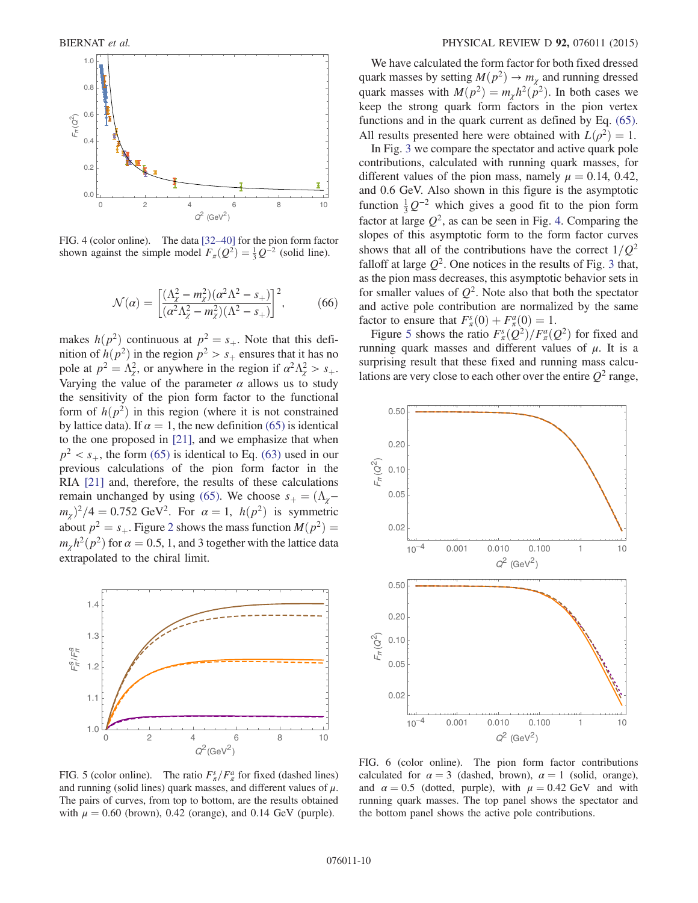FIG. 4 (color online). The data [32–40] for the pion form factor shown against the simple model $F_\pi(Q^2) = \frac{1}{3}Q^{-2}$ (solid line).

$$\mathcal{N}(\alpha) = \left[\frac{(\Lambda_\chi^2 - m_\chi^2)(\alpha^2\Lambda^2 - s_+)}{(\alpha^2\Lambda_\chi^2 - m_\chi^2)(\Lambda^2 - s_+)}\right]^2, \tag{66}$$

makes $h(p^2)$ continuous at $p^2 = s_+$. Note that this definition of $h(p^2)$ in the region $p^2 > s_+$ ensures that it has no pole at $p^2 = \Lambda_\chi^2$, or anywhere in the region if $\alpha^2\Lambda_\chi^2 > s_+$. Varying the value of the parameter $\alpha$ allows us to study the sensitivity of the pion form factor to the functional form of $h(p^2)$ in this region (where it is not constrained by lattice data). If $\alpha = 1$, the new definition (65) is identical to the one proposed in [21], and we emphasize that when $p^2 < s_+$, the form (65) is identical to Eq. (63) used in our previous calculations of the pion form factor in the RIA [21] and, therefore, the results of these calculations remain unchanged by using (65). We choose $s_+ = (\Lambda_\chi - m_\chi)^2/4 = 0.752\ \text{GeV}^2$. For $\alpha = 1$, $h(p^2)$ is symmetric about $p^2 = s_+$. Figure 2 shows the mass function $M(p^2) = m_\chi h^2(p^2)$ for $\alpha = 0.5$, 1, and 3 together with the lattice data extrapolated to the chiral limit.

FIG. 5 (color online). The ratio $F_\pi^s/F_\pi^a$ for fixed (dashed lines) and running (solid lines) quark masses, and different values of $\mu$. The pairs of curves, from top to bottom, are the results obtained with $\mu = 0.60$ (brown), 0.42 (orange), and 0.14 GeV (purple).

We have calculated the form factor for both fixed dressed quark masses by setting $M(p^2) \to m_\chi$ and running dressed quark masses with $M(p^2) = m_\chi h^2(p^2)$. In both cases we keep the strong quark form factors in the pion vertex functions and in the quark current as defined by Eq. (65). All results presented here were obtained with $L(\rho^2) = 1$.

In Fig. 3 we compare the spectator and active quark pole contributions, calculated with running quark masses, for different values of the pion mass, namely $\mu = 0.14$, 0.42, and 0.6 GeV. Also shown in this figure is the asymptotic function $\frac{1}{3}Q^{-2}$ which gives a good fit to the pion form factor at large $Q^2$, as can be seen in Fig. 4. Comparing the slopes of this asymptotic form to the form factor curves shows that all of the contributions have the correct $1/Q^2$ falloff at large $Q^2$. One notices in the results of Fig. 3 that, as the pion mass decreases, this asymptotic behavior sets in for smaller values of $Q^2$. Note also that both the spectator and active pole contribution are normalized by the same factor to ensure that $F_\pi^s(0) + F_\pi^a(0) = 1$.

Figure 5 shows the ratio $F_\pi^s(Q^2)/F_\pi^a(Q^2)$ for fixed and running quark masses and different values of $\mu$. It is a surprising result that these fixed and running mass calculations are very close to each other over the entire $Q^2$ range,

FIG. 6 (color online). The pion form factor contributions calculated for $\alpha = 3$ (dashed, brown), $\alpha = 1$ (solid, orange), and $\alpha = 0.5$ (dotted, purple), with $\mu = 0.42$ GeV and with running quark masses. The top panel shows the spectator and the bottom panel shows the active pole contributions.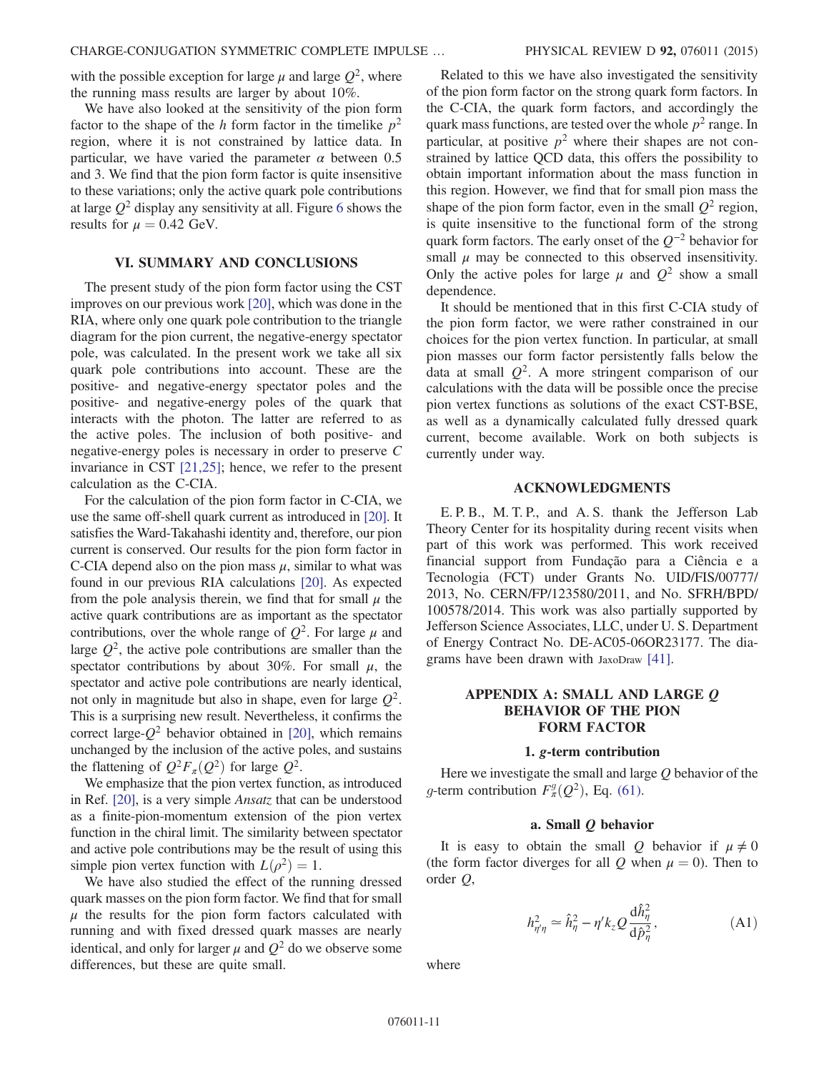with the possible exception for large $\mu$ and large $Q^2$, where the running mass results are larger by about 10%.

We have also looked at the sensitivity of the pion form factor to the shape of the $h$ form factor in the timelike $p^2$ region, where it is not constrained by lattice data. In particular, we have varied the parameter $\alpha$ between 0.5 and 3. We find that the pion form factor is quite insensitive to these variations; only the active quark pole contributions at large $Q^2$ display any sensitivity at all. Figure 6 shows the results for $\mu = 0.42$ GeV.

## VI. SUMMARY AND CONCLUSIONS

The present study of the pion form factor using the CST improves on our previous work [20], which was done in the RIA, where only one quark pole contribution to the triangle diagram for the pion current, the negative-energy spectator pole, was calculated. In the present work we take all six quark pole contributions into account. These are the positive- and negative-energy spectator poles and the positive- and negative-energy poles of the quark that interacts with the photon. The latter are referred to as the active poles. The inclusion of both positive- and negative-energy poles is necessary in order to preserve $C$ invariance in CST [21,25]; hence, we refer to the present calculation as the C-CIA.

For the calculation of the pion form factor in C-CIA, we use the same off-shell quark current as introduced in [20]. It satisfies the Ward-Takahashi identity and, therefore, our pion current is conserved. Our results for the pion form factor in C-CIA depend also on the pion mass $\mu$, similar to what was found in our previous RIA calculations [20]. As expected from the pole analysis therein, we find that for small $\mu$ the active quark contributions are as important as the spectator contributions, over the whole range of $Q^2$. For large $\mu$ and large $Q^2$, the active pole contributions are smaller than the spectator contributions by about 30%. For small $\mu$, the spectator and active pole contributions are nearly identical, not only in magnitude but also in shape, even for large $Q^2$. This is a surprising new result. Nevertheless, it confirms the correct large-$Q^2$ behavior obtained in [20], which remains unchanged by the inclusion of the active poles, and sustains the flattening of $Q^2 F_\pi(Q^2)$ for large $Q^2$.

We emphasize that the pion vertex function, as introduced in Ref. [20], is a very simple *Ansatz* that can be understood as a finite-pion-momentum extension of the pion vertex function in the chiral limit. The similarity between spectator and active pole contributions may be the result of using this simple pion vertex function with $L(\rho^2) = 1$.

We have also studied the effect of the running dressed quark masses on the pion form factor. We find that for small $\mu$ the results for the pion form factors calculated with running and with fixed dressed quark masses are nearly identical, and only for larger $\mu$ and $Q^2$ do we observe some differences, but these are quite small.

Related to this we have also investigated the sensitivity of the pion form factor on the strong quark form factors. In the C-CIA, the quark form factors, and accordingly the quark mass functions, are tested over the whole $p^2$ range. In particular, at positive $p^2$ where their shapes are not constrained by lattice QCD data, this offers the possibility to obtain important information about the mass function in this region. However, we find that for small pion mass the shape of the pion form factor, even in the small $Q^2$ region, is quite insensitive to the functional form of the strong quark form factors. The early onset of the $Q^{-2}$ behavior for small $\mu$ may be connected to this observed insensitivity. Only the active poles for large $\mu$ and $Q^2$ show a small dependence.

It should be mentioned that in this first C-CIA study of the pion form factor, we were rather constrained in our choices for the pion vertex function. In particular, at small pion masses our form factor persistently falls below the data at small $Q^2$. A more stringent comparison of our calculations with the data will be possible once the precise pion vertex functions as solutions of the exact CST-BSE, as well as a dynamically calculated fully dressed quark current, become available. Work on both subjects is currently under way.

## ACKNOWLEDGMENTS

E. P. B., M. T. P., and A. S. thank the Jefferson Lab Theory Center for its hospitality during recent visits when part of this work was performed. This work received financial support from Fundação para a Ciência e a Tecnologia (FCT) under Grants No. UID/FIS/00777/2013, No. CERN/FP/123580/2011, and No. SFRH/BPD/100578/2014. This work was also partially supported by Jefferson Science Associates, LLC, under U. S. Department of Energy Contract No. DE-AC05-06OR23177. The diagrams have been drawn with JaxoDraw [41].

## APPENDIX A: SMALL AND LARGE $Q$ BEHAVIOR OF THE PION FORM FACTOR

### 1. $g$-term contribution

Here we investigate the small and large $Q$ behavior of the $g$-term contribution $F_\pi^g(Q^2)$, Eq. (61).

#### a. Small $Q$ behavior

It is easy to obtain the small $Q$ behavior if $\mu \neq 0$ (the form factor diverges for all $Q$ when $\mu = 0$). Then to order $Q$,

$$h^2_{\eta'\eta} \simeq \hat{h}^2_\eta - \eta' k_z Q \frac{\mathrm{d}\hat{h}^2_\eta}{\mathrm{d}\hat{p}^2_\eta}, \tag{A1}$$

where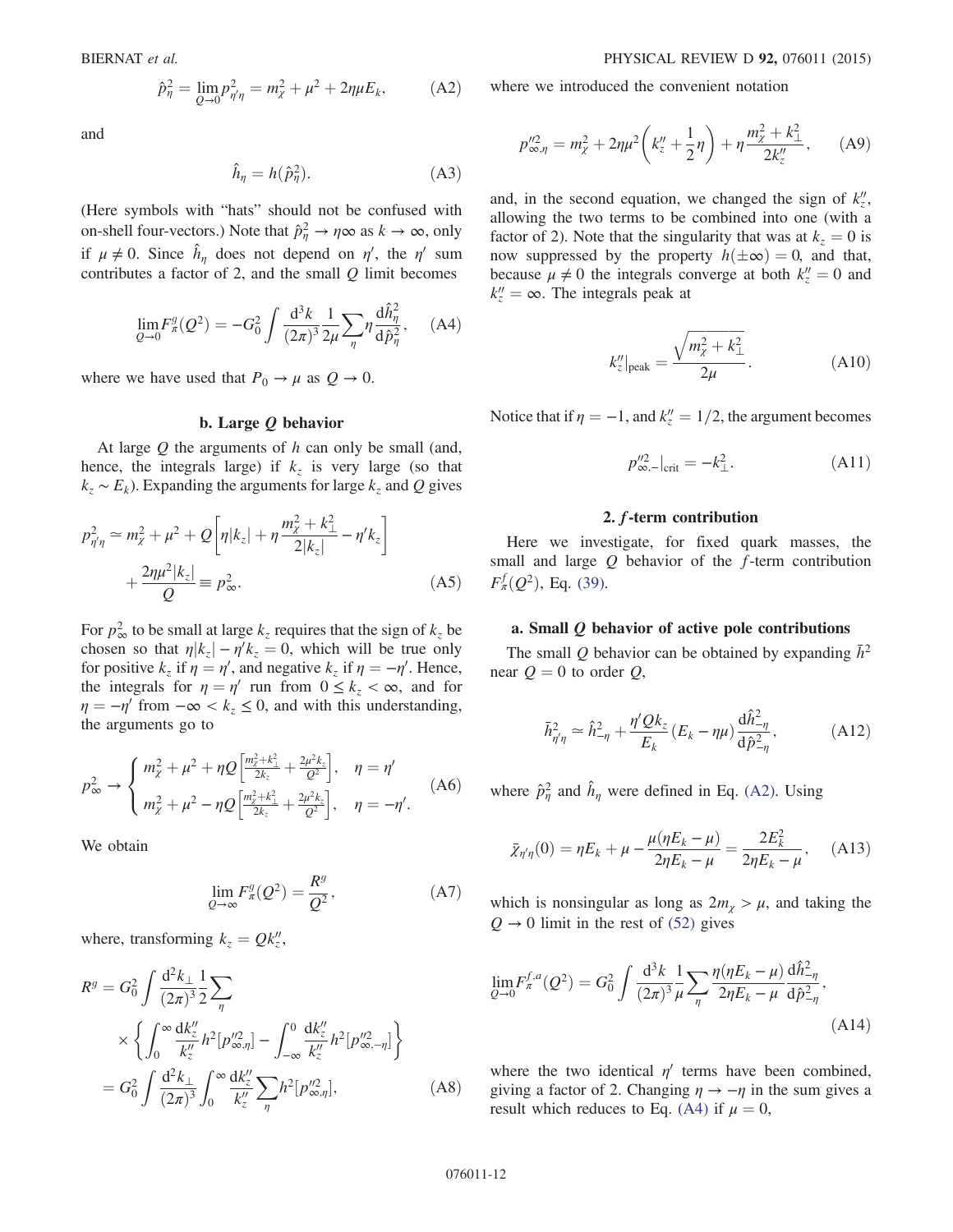$$\hat{p}^2_\eta = \lim_{Q\to 0} p^2_{\eta'\eta} = m^2_\chi + \mu^2 + 2\eta\mu E_k, \tag{A2}$$

and

$$\hat{h}_\eta = h(\hat{p}^2_\eta). \tag{A3}$$

(Here symbols with "hats" should not be confused with on-shell four-vectors.) Note that $\hat{p}^2_\eta \to \eta\infty$ as $k \to \infty$, only if $\mu \neq 0$. Since $\hat{h}_\eta$ does not depend on $\eta'$, the $\eta'$ sum contributes a factor of 2, and the small $Q$ limit becomes

$$\lim_{Q\to 0} F^g_\pi(Q^2) = -G_0^2 \int \frac{\mathrm{d}^3k}{(2\pi)^3} \frac{1}{2\mu} \sum_\eta \eta \frac{\mathrm{d}\hat{h}^2_\eta}{\mathrm{d}\hat{p}^2_\eta}, \tag{A4}$$

where we have used that $P_0 \to \mu$ as $Q \to 0$.

#### b. Large $Q$ behavior

At large $Q$ the arguments of $h$ can only be small (and, hence, the integrals large) if $k_z$ is very large (so that $k_z \sim E_k$). Expanding the arguments for large $k_z$ and $Q$ gives

$$p^2_{\eta'\eta} \simeq m^2_\chi + \mu^2 + Q\left[\eta|k_z| + \eta\frac{m^2_\chi + k^2_\perp}{2|k_z|} - \eta' k_z\right] + \frac{2\eta\mu^2|k_z|}{Q} \equiv p^2_\infty. \tag{A5}$$

For $p^2_\infty$ to be small at large $k_z$ requires that the sign of $k_z$ be chosen so that $\eta|k_z| - \eta' k_z = 0$, which will be true only for positive $k_z$ if $\eta = \eta'$, and negative $k_z$ if $\eta = -\eta'$. Hence, the integrals for $\eta = \eta'$ run from $0 \leq k_z < \infty$, and for $\eta = -\eta'$ from $-\infty < k_z \leq 0$, and with this understanding, the arguments go to

$$p^2_\infty \to \begin{cases} m^2_\chi + \mu^2 + \eta Q\left[\frac{m^2_\chi + k^2_\perp}{2k_z} + \frac{2\mu^2 k_z}{Q^2}\right], & \eta = \eta' \\ m^2_\chi + \mu^2 - \eta Q\left[\frac{m^2_\chi + k^2_\perp}{2k_z} + \frac{2\mu^2 k_z}{Q^2}\right], & \eta = -\eta'. \end{cases} \tag{A6}$$

We obtain

$$\lim_{Q\to\infty} F^g_\pi(Q^2) = \frac{R^g}{Q^2}, \tag{A7}$$

where, transforming $k_z = Qk''_z$,

$$\begin{aligned} R^g &= G_0^2 \int \frac{\mathrm{d}^2k_\perp}{(2\pi)^3} \frac{1}{2} \sum_\eta \\ &\quad \times \left\{ \int_0^\infty \frac{\mathrm{d}k''_z}{k''_z} h^2[p''^2_{\infty,\eta}] - \int_{-\infty}^0 \frac{\mathrm{d}k''_z}{k''_z} h^2[p''^2_{\infty,-\eta}] \right\} \\ &= G_0^2 \int \frac{\mathrm{d}^2k_\perp}{(2\pi)^3} \int_0^\infty \frac{\mathrm{d}k''_z}{k''_z} \sum_\eta h^2[p''^2_{\infty,\eta}], \end{aligned} \tag{A8}$$

where we introduced the convenient notation

$$p''^2_{\infty,\eta} = m^2_\chi + 2\eta\mu^2\left(k''_z + \frac{1}{2}\eta\right) + \eta\frac{m^2_\chi + k^2_\perp}{2k''_z}, \tag{A9}$$

and, in the second equation, we changed the sign of $k''_z$, allowing the two terms to be combined into one (with a factor of 2). Note that the singularity that was at $k_z = 0$ is now suppressed by the property $h(\pm\infty) = 0$, and that, because $\mu \neq 0$ the integrals converge at both $k''_z = 0$ and $k''_z = \infty$. The integrals peak at

$$k''_z|_{\text{peak}} = \frac{\sqrt{m^2_\chi + k^2_\perp}}{2\mu}. \tag{A10}$$

Notice that if $\eta = -1$, and $k''_z = 1/2$, the argument becomes

$$p''^2_{\infty,-}|_{\text{crit}} = -k^2_\perp. \tag{A11}$$

### 2. $f$-term contribution

Here we investigate, for fixed quark masses, the small and large $Q$ behavior of the $f$-term contribution $F^f_\pi(Q^2)$, Eq. (39).

#### a. Small $Q$ behavior of active pole contributions

The small $Q$ behavior can be obtained by expanding $\bar{h}^2$ near $Q = 0$ to order $Q$,

$$\bar{h}^2_{\eta'\eta} \simeq \hat{h}^2_{-\eta} + \frac{\eta' Q k_z}{E_k}(E_k - \eta\mu)\frac{\mathrm{d}\hat{h}^2_{-\eta}}{\mathrm{d}\hat{p}^2_{-\eta}}, \tag{A12}$$

where $\hat{p}^2_\eta$ and $\hat{h}_\eta$ were defined in Eq. (A2). Using

$$\bar{\chi}_{\eta'\eta}(0) = \eta E_k + \mu - \frac{\mu(\eta E_k - \mu)}{2\eta E_k - \mu} = \frac{2E^2_k}{2\eta E_k - \mu}, \tag{A13}$$

which is nonsingular as long as $2m_\chi > \mu$, and taking the $Q \to 0$ limit in the rest of (52) gives

$$\lim_{Q\to 0} F^{f,a}_\pi(Q^2) = G_0^2 \int \frac{\mathrm{d}^3k}{(2\pi)^3} \frac{1}{\mu} \sum_\eta \frac{\eta(\eta E_k - \mu)}{2\eta E_k - \mu} \frac{\mathrm{d}\hat{h}^2_{-\eta}}{\mathrm{d}\hat{p}^2_{-\eta}}, \tag{A14}$$

where the two identical $\eta'$ terms have been combined, giving a factor of 2. Changing $\eta \to -\eta$ in the sum gives a result which reduces to Eq. (A4) if $\mu = 0$,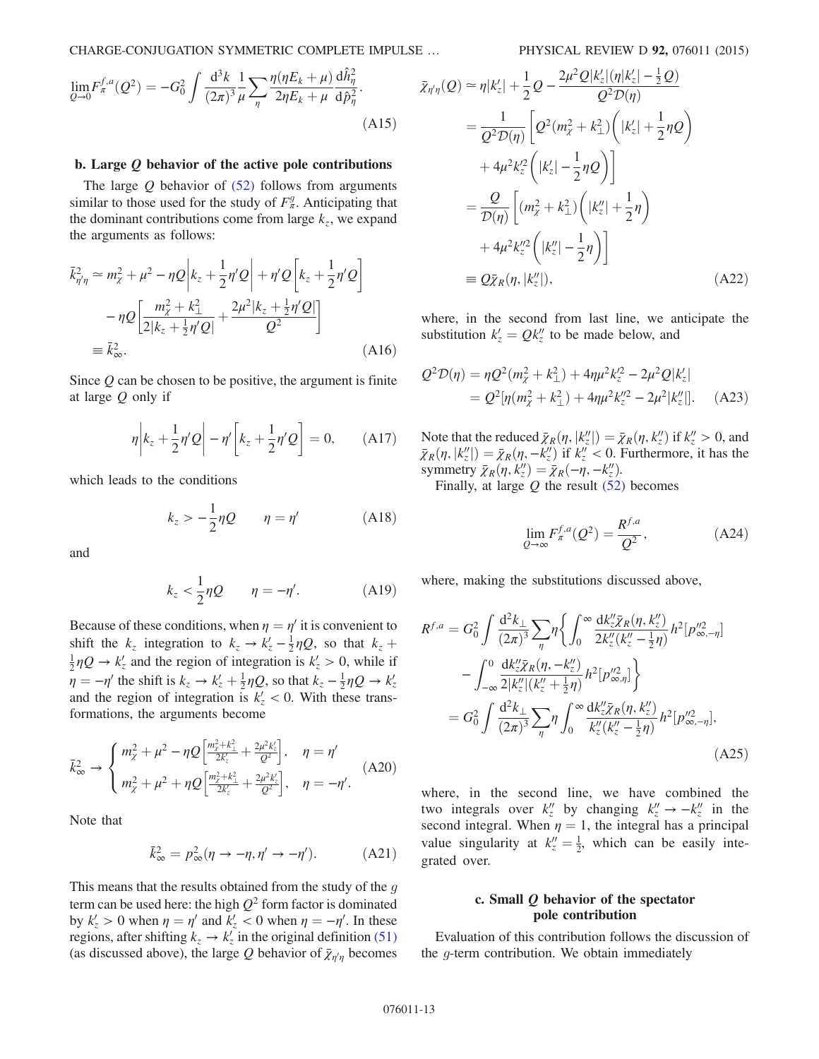$$\lim_{Q\to 0} F_\pi^{f,a}(Q^2) = -G_0^2 \int \frac{d^3k}{(2\pi)^3} \frac{1}{\mu} \sum_\eta \frac{\eta(\eta E_k + \mu)}{2\eta E_k + \mu} \frac{d\hat{h}_\eta^2}{d\hat{p}_\eta^2}. \tag{A15}$$

### b. Large $Q$ behavior of the active pole contributions

The large $Q$ behavior of (52) follows from arguments similar to those used for the study of $F_\pi^g$. Anticipating that the dominant contributions come from large $k_z$, we expand the arguments as follows:

$$\begin{aligned}\bar{k}_{\eta'\eta}^2 &\simeq m_\chi^2 + \mu^2 - \eta Q\left|k_z + \frac{1}{2}\eta' Q\right| + \eta' Q\left[k_z + \frac{1}{2}\eta' Q\right] \\ &\quad - \eta Q\left[\frac{m_\chi^2 + k_\perp^2}{2|k_z + \frac{1}{2}\eta' Q|} + \frac{2\mu^2|k_z + \frac{1}{2}\eta' Q|}{Q^2}\right] \\ &\equiv \bar{k}_\infty^2.\end{aligned} \tag{A16}$$

Since $Q$ can be chosen to be positive, the argument is finite at large $Q$ only if

$$\eta\left|k_z + \frac{1}{2}\eta' Q\right| - \eta'\left[k_z + \frac{1}{2}\eta' Q\right] = 0, \tag{A17}$$

which leads to the conditions

$$k_z > -\frac{1}{2}\eta Q \qquad \eta = \eta' \tag{A18}$$

and

$$k_z < \frac{1}{2}\eta Q \qquad \eta = -\eta'. \tag{A19}$$

Because of these conditions, when $\eta = \eta'$ it is convenient to shift the $k_z$ integration to $k_z \to k_z' - \frac{1}{2}\eta Q$, so that $k_z + \frac{1}{2}\eta Q \to k_z'$ and the region of integration is $k_z' > 0$, while if $\eta = -\eta'$ the shift is $k_z \to k_z' + \frac{1}{2}\eta Q$, so that $k_z - \frac{1}{2}\eta Q \to k_z'$ and the region of integration is $k_z' < 0$. With these transformations, the arguments become

$$\bar{k}_\infty^2 \to \begin{cases} m_\chi^2 + \mu^2 - \eta Q\left[\frac{m_\chi^2 + k_\perp^2}{2k_z'} + \frac{2\mu^2 k_z'}{Q^2}\right], & \eta = \eta' \\ m_\chi^2 + \mu^2 + \eta Q\left[\frac{m_\chi^2 + k_\perp^2}{2k_z'} + \frac{2\mu^2 k_z'}{Q^2}\right], & \eta = -\eta'. \end{cases} \tag{A20}$$

Note that

$$\bar{k}_\infty^2 = p_\infty^2(\eta \to -\eta, \eta' \to -\eta'). \tag{A21}$$

This means that the results obtained from the study of the $g$ term can be used here: the high $Q^2$ form factor is dominated by $k_z' > 0$ when $\eta = \eta'$ and $k_z' < 0$ when $\eta = -\eta'$. In these regions, after shifting $k_z \to k_z'$ in the original definition (51) (as discussed above), the large $Q$ behavior of $\bar{\chi}_{\eta'\eta}$ becomes

$$\begin{aligned}\bar{\chi}_{\eta'\eta}(Q) &\simeq \eta|k_z'| + \frac{1}{2}Q - \frac{2\mu^2 Q|k_z'|(\eta|k_z'| - \frac{1}{2}Q)}{Q^2\mathcal{D}(\eta)} \\ &= \frac{1}{Q^2\mathcal{D}(\eta)}\left[Q^2(m_\chi^2 + k_\perp^2)\left(|k_z'| + \frac{1}{2}\eta Q\right)\right. \\ &\quad \left. + 4\mu^2 k_z'^2\left(|k_z'| - \frac{1}{2}\eta Q\right)\right] \\ &= \frac{Q}{\mathcal{D}(\eta)}\left[(m_\chi^2 + k_\perp^2)\left(|k_z''| + \frac{1}{2}\eta\right)\right. \\ &\quad \left. + 4\mu^2 k_z''^2\left(|k_z''| - \frac{1}{2}\eta\right)\right] \\ &\equiv Q\bar{\chi}_R(\eta, |k_z''|),\end{aligned} \tag{A22}$$

where, in the second from last line, we anticipate the substitution $k_z' = Qk_z''$ to be made below, and

$$\begin{aligned}Q^2\mathcal{D}(\eta) &= \eta Q^2(m_\chi^2 + k_\perp^2) + 4\eta\mu^2 k_z'^2 - 2\mu^2 Q|k_z'| \\ &= Q^2[\eta(m_\chi^2 + k_\perp^2) + 4\eta\mu^2 k_z''^2 - 2\mu^2|k_z''|].\end{aligned} \tag{A23}$$

Note that the reduced $\bar{\chi}_R(\eta, |k_z''|) = \bar{\chi}_R(\eta, k_z'')$ if $k_z'' > 0$, and $\bar{\chi}_R(\eta, |k_z''|) = \bar{\chi}_R(\eta, -k_z'')$ if $k_z'' < 0$. Furthermore, it has the symmetry $\bar{\chi}_R(\eta, k_z'') = \bar{\chi}_R(-\eta, -k_z'')$.

Finally, at large $Q$ the result (52) becomes

$$\lim_{Q\to\infty} F_\pi^{f,a}(Q^2) = \frac{R^{f,a}}{Q^2}, \tag{A24}$$

where, making the substitutions discussed above,

$$\begin{aligned}R^{f,a} &= G_0^2 \int \frac{d^2k_\perp}{(2\pi)^3} \sum_\eta \eta\left\{\int_0^\infty \frac{dk_z''\bar{\chi}_R(\eta, k_z'')}{2k_z''(k_z'' - \frac{1}{2}\eta)} h^2[p_{\infty,-\eta}''^2]\right. \\ &\quad \left. - \int_{-\infty}^0 \frac{dk_z''\bar{\chi}_R(\eta, -k_z'')}{2|k_z''|(k_z'' + \frac{1}{2}\eta)} h^2[p_{\infty,\eta}''^2]\right\} \\ &= G_0^2 \int \frac{d^2k_\perp}{(2\pi)^3} \sum_\eta \eta \int_0^\infty \frac{dk_z''\bar{\chi}_R(\eta, k_z'')}{k_z''(k_z'' - \frac{1}{2}\eta)} h^2[p_{\infty,-\eta}''^2],\end{aligned} \tag{A25}$$

where, in the second line, we have combined the two integrals over $k_z''$ by changing $k_z'' \to -k_z''$ in the second integral. When $\eta = 1$, the integral has a principal value singularity at $k_z'' = \frac{1}{2}$, which can be easily integrated over.

### c. Small $Q$ behavior of the spectator pole contribution

Evaluation of this contribution follows the discussion of the $g$-term contribution. We obtain immediately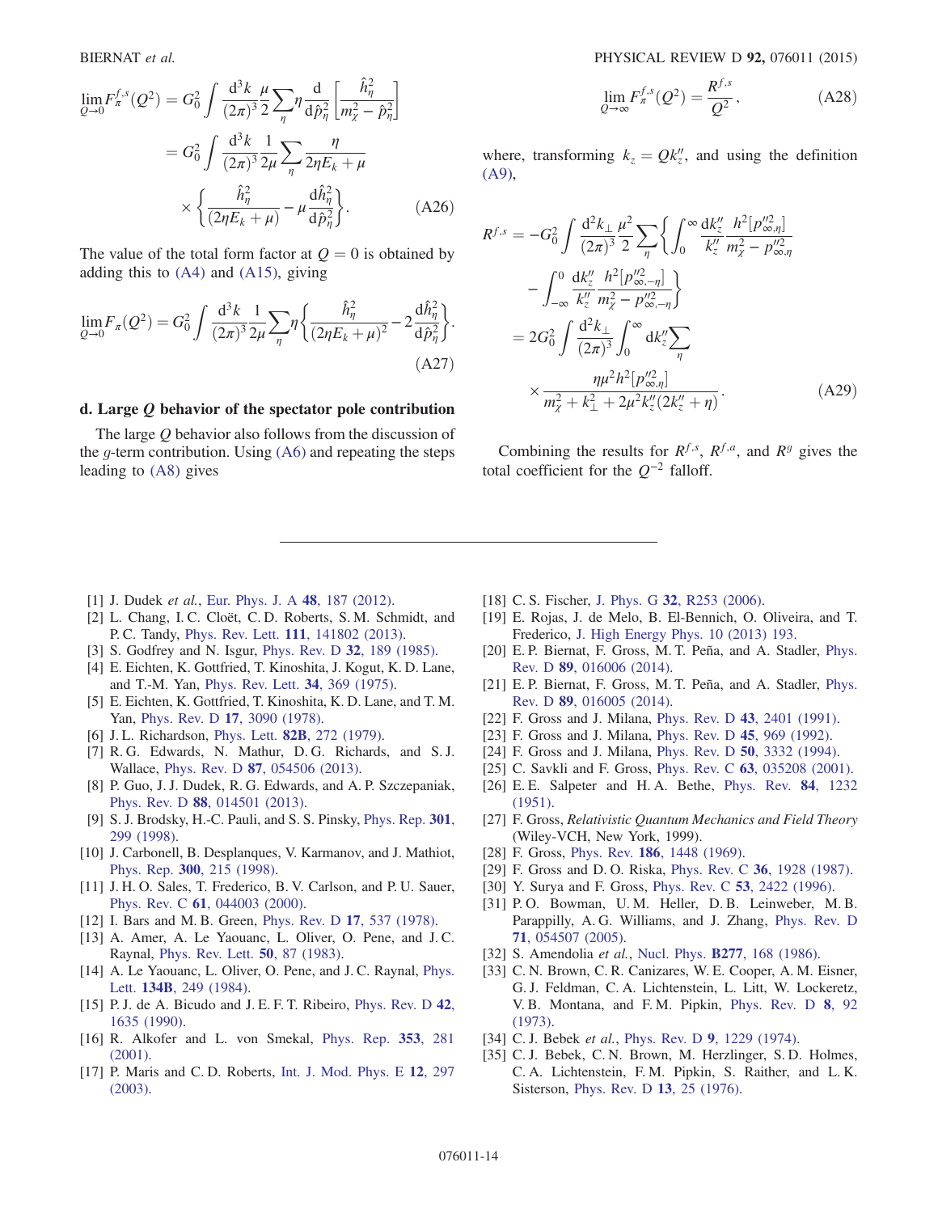$$
\begin{aligned}
\lim_{Q\to 0} F_\pi^{f,s}(Q^2) &= G_0^2 \int \frac{d^3k}{(2\pi)^3} \frac{\mu}{2} \sum_\eta \eta \frac{d}{d\hat{p}_\eta^2}\left[\frac{\hat{h}_\eta^2}{m_\chi^2 - \hat{p}_\eta^2}\right] \\
&= G_0^2 \int \frac{d^3k}{(2\pi)^3} \frac{1}{2\mu} \sum_\eta \frac{\eta}{2\eta E_k + \mu} \\
&\quad \times \left\{ \frac{\hat{h}_\eta^2}{(2\eta E_k + \mu)} - \mu \frac{d\hat{h}_\eta^2}{d\hat{p}_\eta^2} \right\}.
\end{aligned} \tag{A26}
$$

The value of the total form factor at $Q = 0$ is obtained by adding this to (A4) and (A15), giving

$$
\lim_{Q\to 0} F_\pi(Q^2) = G_0^2 \int \frac{d^3k}{(2\pi)^3} \frac{1}{2\mu} \sum_\eta \eta \left\{ \frac{\hat{h}_\eta^2}{(2\eta E_k + \mu)^2} - 2 \frac{d\hat{h}_\eta^2}{d\hat{p}_\eta^2} \right\}. \tag{A27}
$$

### d. Large $Q$ behavior of the spectator pole contribution

The large $Q$ behavior also follows from the discussion of the $g$-term contribution. Using (A6) and repeating the steps leading to (A8) gives

$$
\lim_{Q\to\infty} F_\pi^{f,s}(Q^2) = \frac{R^{f,s}}{Q^2}, \tag{A28}
$$

where, transforming $k_z = Q k_z''$, and using the definition (A9),

$$
\begin{aligned}
R^{f,s} &= -G_0^2 \int \frac{d^2k_\perp}{(2\pi)^3} \frac{\mu^2}{2} \sum_\eta \left\{ \int_0^\infty \frac{dk_z''}{k_z''} \frac{h^2[p_{\infty,\eta}''^2]}{m_\chi^2 - p_{\infty,\eta}''^2} \right. \\
&\quad \left. - \int_{-\infty}^0 \frac{dk_z''}{k_z''} \frac{h^2[p_{\infty,-\eta}''^2]}{m_\chi^2 - p_{\infty,-\eta}''^2} \right\} \\
&= 2G_0^2 \int \frac{d^2k_\perp}{(2\pi)^3} \int_0^\infty dk_z'' \sum_\eta \\
&\quad \times \frac{\eta \mu^2 h^2[p_{\infty,\eta}''^2]}{m_\chi^2 + k_\perp^2 + 2\mu^2 k_z''(2k_z'' + \eta)}.
\end{aligned} \tag{A29}
$$

Combining the results for $R^{f,s}$, $R^{f,a}$, and $R^g$ gives the total coefficient for the $Q^{-2}$ falloff.

---

[1] J. Dudek *et al.*, Eur. Phys. J. A **48**, 187 (2012).
[2] L. Chang, I. C. Cloët, C. D. Roberts, S. M. Schmidt, and P. C. Tandy, Phys. Rev. Lett. **111**, 141802 (2013).
[3] S. Godfrey and N. Isgur, Phys. Rev. D **32**, 189 (1985).
[4] E. Eichten, K. Gottfried, T. Kinoshita, J. Kogut, K. D. Lane, and T.-M. Yan, Phys. Rev. Lett. **34**, 369 (1975).
[5] E. Eichten, K. Gottfried, T. Kinoshita, K. D. Lane, and T. M. Yan, Phys. Rev. D **17**, 3090 (1978).
[6] J. L. Richardson, Phys. Lett. **82B**, 272 (1979).
[7] R. G. Edwards, N. Mathur, D. G. Richards, and S. J. Wallace, Phys. Rev. D **87**, 054506 (2013).
[8] P. Guo, J. J. Dudek, R. G. Edwards, and A. P. Szczepaniak, Phys. Rev. D **88**, 014501 (2013).
[9] S. J. Brodsky, H.-C. Pauli, and S. S. Pinsky, Phys. Rep. **301**, 299 (1998).
[10] J. Carbonell, B. Desplanques, V. Karmanov, and J. Mathiot, Phys. Rep. **300**, 215 (1998).
[11] J. H. O. Sales, T. Frederico, B. V. Carlson, and P. U. Sauer, Phys. Rev. C **61**, 044003 (2000).
[12] I. Bars and M. B. Green, Phys. Rev. D **17**, 537 (1978).
[13] A. Amer, A. Le Yaouanc, L. Oliver, O. Pene, and J. C. Raynal, Phys. Rev. Lett. **50**, 87 (1983).
[14] A. Le Yaouanc, L. Oliver, O. Pene, and J. C. Raynal, Phys. Lett. **134B**, 249 (1984).
[15] P. J. de A. Bicudo and J. E. F. T. Ribeiro, Phys. Rev. D **42**, 1635 (1990).
[16] R. Alkofer and L. von Smekal, Phys. Rep. **353**, 281 (2001).
[17] P. Maris and C. D. Roberts, Int. J. Mod. Phys. E **12**, 297 (2003).
[18] C. S. Fischer, J. Phys. G **32**, R253 (2006).
[19] E. Rojas, J. de Melo, B. El-Bennich, O. Oliveira, and T. Frederico, J. High Energy Phys. 10 (2013) 193.
[20] E. P. Biernat, F. Gross, M. T. Peña, and A. Stadler, Phys. Rev. D **89**, 016006 (2014).
[21] E. P. Biernat, F. Gross, M. T. Peña, and A. Stadler, Phys. Rev. D **89**, 016005 (2014).
[22] F. Gross and J. Milana, Phys. Rev. D **43**, 2401 (1991).
[23] F. Gross and J. Milana, Phys. Rev. D **45**, 969 (1992).
[24] F. Gross and J. Milana, Phys. Rev. D **50**, 3332 (1994).
[25] C. Savkli and F. Gross, Phys. Rev. C **63**, 035208 (2001).
[26] E. E. Salpeter and H. A. Bethe, Phys. Rev. **84**, 1232 (1951).
[27] F. Gross, *Relativistic Quantum Mechanics and Field Theory* (Wiley-VCH, New York, 1999).
[28] F. Gross, Phys. Rev. **186**, 1448 (1969).
[29] F. Gross and D. O. Riska, Phys. Rev. C **36**, 1928 (1987).
[30] Y. Surya and F. Gross, Phys. Rev. C **53**, 2422 (1996).
[31] P. O. Bowman, U. M. Heller, D. B. Leinweber, M. B. Parappilly, A. G. Williams, and J. Zhang, Phys. Rev. D **71**, 054507 (2005).
[32] S. Amendolia *et al.*, Nucl. Phys. **B277**, 168 (1986).
[33] C. N. Brown, C. R. Canizares, W. E. Cooper, A. M. Eisner, G. J. Feldman, C. A. Lichtenstein, L. Litt, W. Lockeretz, V. B. Montana, and F. M. Pipkin, Phys. Rev. D **8**, 92 (1973).
[34] C. J. Bebek *et al.*, Phys. Rev. D **9**, 1229 (1974).
[35] C. J. Bebek, C. N. Brown, M. Herzlinger, S. D. Holmes, C. A. Lichtenstein, F. M. Pipkin, S. Raither, and L. K. Sisterson, Phys. Rev. D **13**, 25 (1976).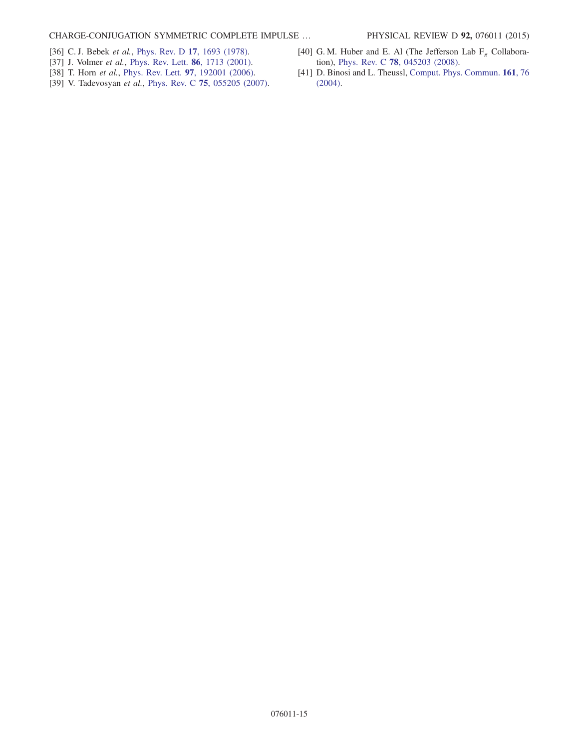[36] C. J. Bebek *et al.*, Phys. Rev. D **17**, 1693 (1978).

[37] J. Volmer *et al.*, Phys. Rev. Lett. **86**, 1713 (2001).

[38] T. Horn *et al.*, Phys. Rev. Lett. **97**, 192001 (2006).

[39] V. Tadevosyan *et al.*, Phys. Rev. C **75**, 055205 (2007).

[40] G. M. Huber and E. Al (The Jefferson Lab $F_\pi$ Collaboration), Phys. Rev. C **78**, 045203 (2008).

[41] D. Binosi and L. Theussl, Comput. Phys. Commun. **161**, 76 (2004).